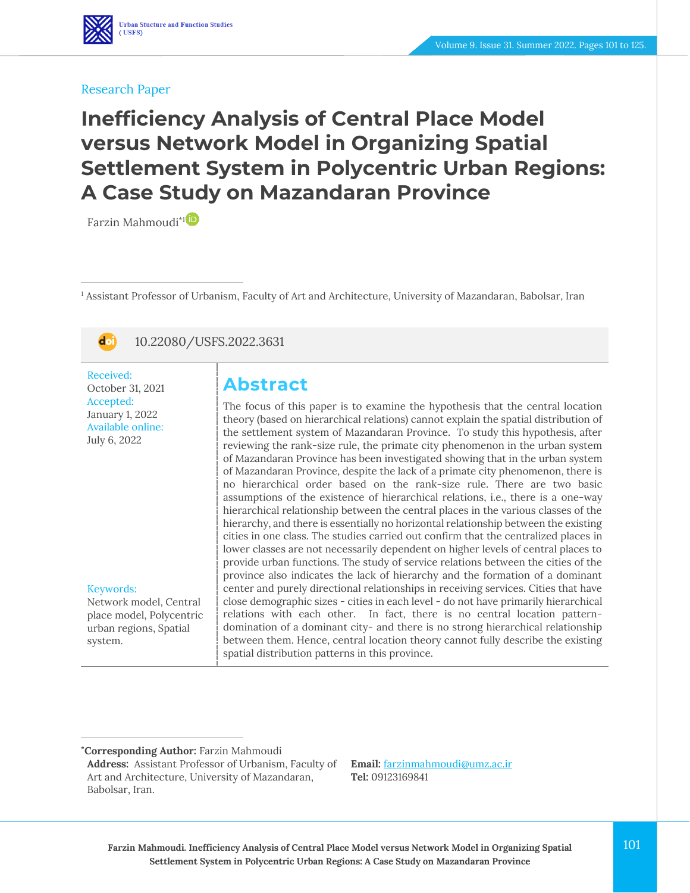Research Paper

# Inefficiency Analysis of Central Place Model versus Network Model in Organizing Spatial Settlement System in Polycentric Urban Regions: A Case Study on Mazandaran Province

Farzin Mahmoudi*[1]

[1] Assistant Professor of Urbanism, Faculty of Art and Architecture, University of Mazandaran, Babolsar, Iran

10.22080/USFS.2022.3631

Received: October 31, 2021
Accepted: January 1, 2022
Available online: July 6, 2022

Keywords: Network model, Central place model, Polycentric urban regions, Spatial system.

## Abstract

The focus of this paper is to examine the hypothesis that the central location theory (based on hierarchical relations) cannot explain the spatial distribution of the settlement system of Mazandaran Province. To study this hypothesis, after reviewing the rank-size rule, the primate city phenomenon in the urban system of Mazandaran Province has been investigated showing that in the urban system of Mazandaran Province, despite the lack of a primate city phenomenon, there is no hierarchical order based on the rank-size rule. There are two basic assumptions of the existence of hierarchical relations, i.e., there is a one-way hierarchical relationship between the central places in the various classes of the hierarchy, and there is essentially no horizontal relationship between the existing cities in one class. The studies carried out confirm that the centralized places in lower classes are not necessarily dependent on higher levels of central places to provide urban functions. The study of service relations between the cities of the province also indicates the lack of hierarchy and the formation of a dominant center and purely directional relationships in receiving services. Cities that have close demographic sizes - cities in each level - do not have primarily hierarchical relations with each other. In fact, there is no central location pattern- domination of a dominant city- and there is no strong hierarchical relationship between them. Hence, central location theory cannot fully describe the existing spatial distribution patterns in this province.

*Corresponding Author: Farzin Mahmoudi
Address: Assistant Professor of Urbanism, Faculty of Art and Architecture, University of Mazandaran, Babolsar, Iran.
Email: farzinmahmoudi@umz.ac.ir
Tel: 09123169841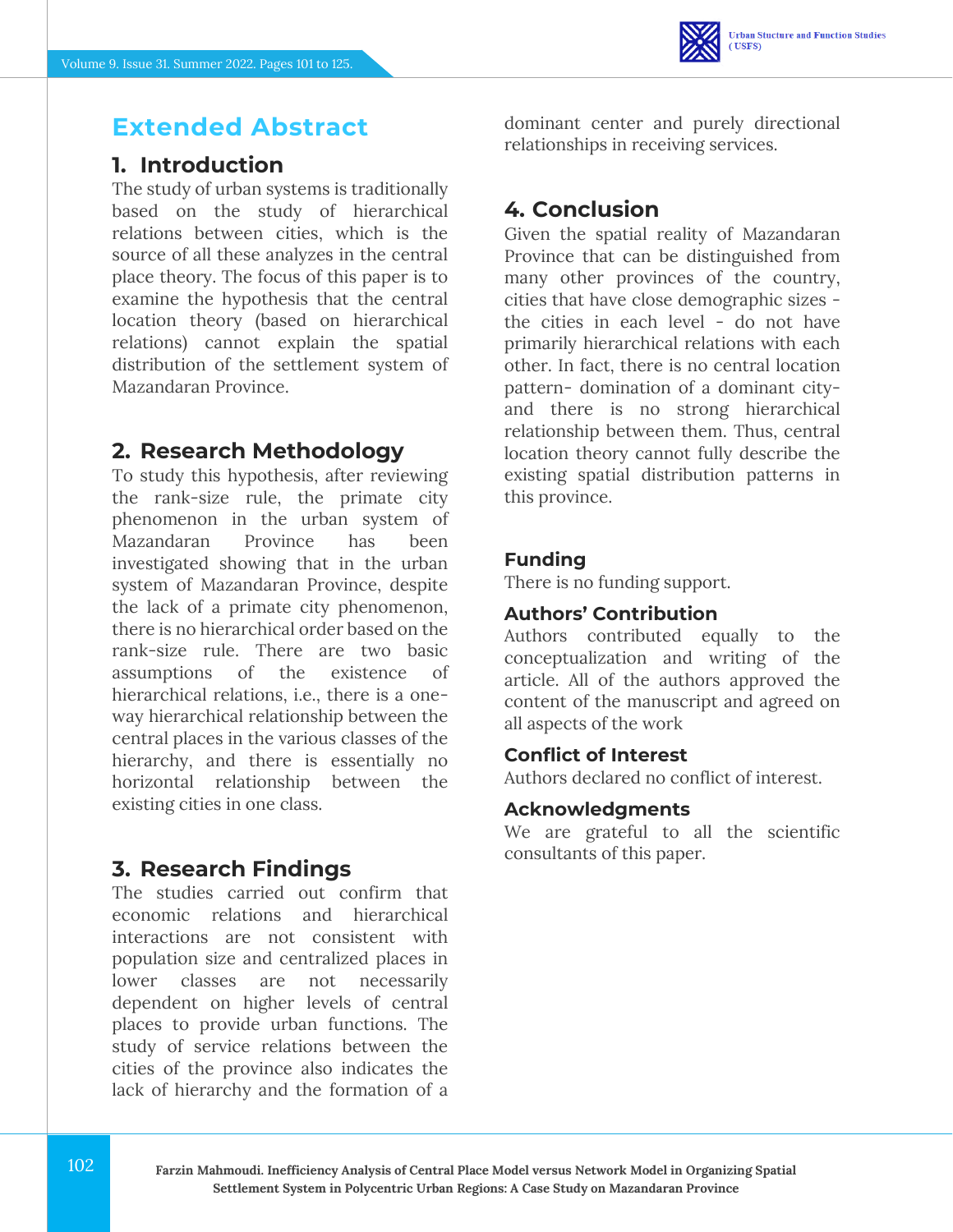# Extended Abstract

## 1. Introduction

The study of urban systems is traditionally based on the study of hierarchical relations between cities, which is the source of all these analyzes in the central place theory. The focus of this paper is to examine the hypothesis that the central location theory (based on hierarchical relations) cannot explain the spatial distribution of the settlement system of Mazandaran Province.

## 2. Research Methodology

To study this hypothesis, after reviewing the rank-size rule, the primate city phenomenon in the urban system of Mazandaran Province has been investigated showing that in the urban system of Mazandaran Province, despite the lack of a primate city phenomenon, there is no hierarchical order based on the rank-size rule. There are two basic assumptions of the existence of hierarchical relations, i.e., there is a one-way hierarchical relationship between the central places in the various classes of the hierarchy, and there is essentially no horizontal relationship between the existing cities in one class.

## 3. Research Findings

The studies carried out confirm that economic relations and hierarchical interactions are not consistent with population size and centralized places in lower classes are not necessarily dependent on higher levels of central places to provide urban functions. The study of service relations between the cities of the province also indicates the lack of hierarchy and the formation of a dominant center and purely directional relationships in receiving services.

## 4. Conclusion

Given the spatial reality of Mazandaran Province that can be distinguished from many other provinces of the country, cities that have close demographic sizes - the cities in each level - do not have primarily hierarchical relations with each other. In fact, there is no central location pattern- domination of a dominant city- and there is no strong hierarchical relationship between them. Thus, central location theory cannot fully describe the existing spatial distribution patterns in this province.

### Funding

There is no funding support.

### Authors' Contribution

Authors contributed equally to the conceptualization and writing of the article. All of the authors approved the content of the manuscript and agreed on all aspects of the work

### Conflict of Interest

Authors declared no conflict of interest.

### Acknowledgments

We are grateful to all the scientific consultants of this paper.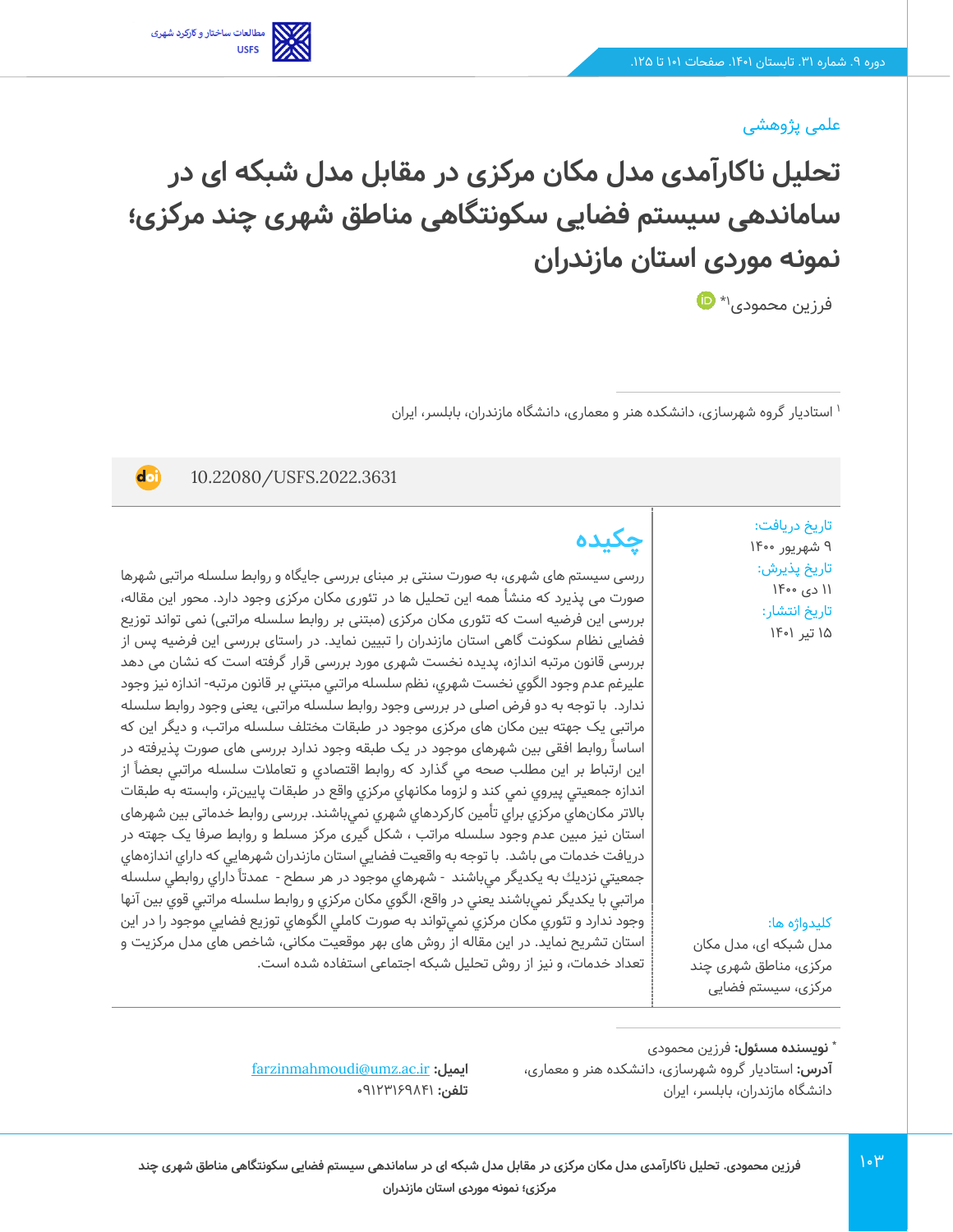علمی پژوهشی

# تحلیل ناکارآمدی مدل مکان مرکزی در مقابل مدل شبکه ای در ساماندهی سیستم فضایی سکونتگاهی مناطق شهری چند مرکزی؛ نمونه موردی استان مازندران

فرزین محمودی[1*]

[1] استادیار گروه شهرسازی، دانشکده هنر و معماری، دانشگاه مازندران، بابلسر، ایران

10.22080/USFS.2022.3631

تاریخ دریافت:
۹ شهریور ۱۴۰۰

تاریخ پذیرش:
۱۱ دی ۱۴۰۰

تاریخ انتشار:
۱۵ تیر ۱۴۰۱

## چکیده

ررسی سیستم های شهری، به صورت سنتی بر مبنای بررسی جایگاه و روابط سلسله مراتبی شهرها صورت می پذیرد که منشأ همه این تحلیل ها در تئوری مکان مرکزی وجود دارد. محور این مقاله، بررسی این فرضیه است که تئوری مکان مرکزی (مبتنی بر روابط سلسله مراتبی) نمی تواند توزیع فضایی نظام سکونت گاهی استان مازندران را تبیین نماید. در راستای بررسی این فرضیه پس از بررسی قانون مرتبه اندازه، پدیده نخست شهری مورد بررسی قرار گرفته است که نشان می دهد علیرغم عدم وجود الگوي نخست شهري، نظم سلسله مراتبي مبتني بر قانون مرتبه- اندازه نیز وجود ندارد. با توجه به دو فرض اصلی در بررسی وجود روابط سلسله مراتبی، یعنی وجود روابط سلسله مراتبی یک جهته بین مکان های مرکزی موجود در طبقات مختلف سلسله مراتب، و دیگر این که اساساً روابط افقی بین شهرهای موجود در یک طبقه وجود ندارد بررسی های صورت پذیرفته در این ارتباط بر این مطلب صحه مي گذارد که روابط اقتصادي و تعاملات سلسله مراتبي بعضاً از اندازه جمعيتي پيروي نمي كند و لزوما مكانهاي مركزي واقع در طبقات پایین‌تر، وابسته به طبقات بالاتر مکان‌هاي مركزي براي تأمين كاركردهاي شهري نمي‌باشند. بررسی روابط خدماتی بین شهرهای استان نیز مبین عدم وجود سلسله مراتب ، شکل گیری مرکز مسلط و روابط صرفا یک جهته در دریافت خدمات می باشد. با توجه به واقعیت فضایی استان مازندران شهرهايي كه داراي اندازه‌هاي جمعيتي نزديك به يكديگر مي‌باشند - شهرهاي موجود در هر سطح - عمدتاً داراي روابطي سلسله مراتبي با يكديگر نمي‌باشند يعني در واقع، الگوي مكان مركزي و روابط سلسله مراتبي قوي بين آنها وجود ندارد و تئوري مكان مركزي نمي‌تواند به صورت كاملي الگوهاي توزيع فضايي موجود را در اين استان تشریح نماید. در این مقاله از روش های بهر موقعیت مکانی، شاخص های مدل مرکزیت و تعداد خدمات، و نیز از روش تحلیل شبکه اجتماعی استفاده شده است.

**کلیدواژه ها:**
مدل شبکه ای، مدل مکان مرکزی، مناطق شهری چند مرکزی، سیستم فضایی

[*] **نویسنده مسئول:** فرزین محمودی
**آدرس:** استادیار گروه شهرسازی، دانشکده هنر و معماری، دانشگاه مازندران، بابلسر، ایران
**ایمیل:** farzinmahmoudi@umz.ac.ir
**تلفن:** ۰۹۱۲۳۱۶۹۸۴۱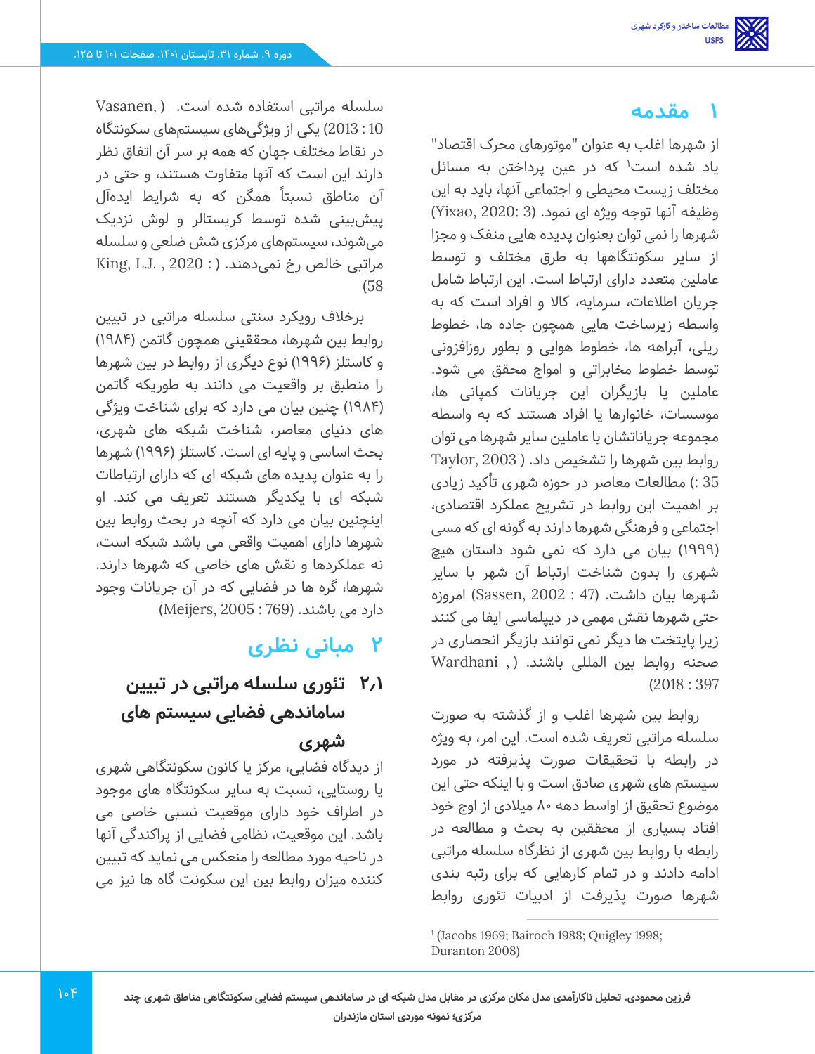# ۱ مقدمه

از شهرها اغلب به عنوان "موتورهای محرک اقتصاد" یاد شده است[1] که در عین پرداختن به مسائل مختلف زیست محیطی و اجتماعی آنها، باید به این وظیفه آنها توجه ویژه ای نمود. (Yixao, 2020: 3) شهرها را نمی توان بعنوان پدیده هایی منفک و مجزا از سایر سکونتگاهها به طرق مختلف و توسط عاملین متعدد دارای ارتباط است. این ارتباط شامل جریان اطلاعات، سرمایه، کالا و افراد است که به واسطه زیرساخت هایی همچون جاده ها، خطوط ریلی، آبراهه ها، خطوط هوایی و بطور روزافزونی توسط خطوط مخابراتی و امواج محقق می شود. عاملین یا بازیگران این جریانات کمپانی ها، موسسات، خانوارها یا افراد هستند که به واسطه مجموعه جریاناتشان با عاملین سایر شهرها می توان روابط بین شهرها را تشخیص داد. ( Taylor, 2003 : 35) مطالعات معاصر در حوزه شهری تأکید زیادی بر اهمیت این روابط در تشریح عملکرد اقتصادی، اجتماعی و فرهنگی شهرها دارند به گونه ای که مسی (۱۹۹۹) بیان می دارد که نمی شود داستان هیچ شهری را بدون شناخت ارتباط آن شهر با سایر شهرها بیان داشت. (Sassen, 2002 : 47) امروزه حتی شهرها نقش مهمی در دیپلماسی ایفا می کنند زیرا پایتخت ها دیگر نمی توانند بازیگر انحصاری در صحنه روابط بین المللی باشند. ( Wardhani , 2018 : 397)

روابط بین شهرها اغلب و از گذشته به صورت سلسله مراتبی تعریف شده است. این امر، به ویژه در رابطه با تحقیقات صورت پذیرفته در مورد سیستم های شهری صادق است و با اینکه حتی این موضوع تحقیق از اواسط دهه ۸۰ میلادی از اوج خود افتاد بسیاری از محققین به بحث و مطالعه در رابطه با روابط بین شهری از نظرگاه سلسله مراتبی ادامه دادند و در تمام کارهایی که برای رتبه بندی شهرها صورت پذیرفت از ادبیات تئوری روابط سلسله مراتبی استفاده شده است. ( Vasanen, 2013 : 10) یکی از ویژگی‌های سیستم‌های سکونتگاه در نقاط مختلف جهان که همه بر سر آن اتفاق نظر دارند این است که آنها متفاوت هستند، و حتی در آن مناطق نسبتاً همگن که به شرایط ایده‌آل پیش‌بینی شده توسط کریستالر و لوش نزدیک می‌شوند، سیستم‌های مرکزی شش ضلعی و سلسله مراتبی خالص رخ نمی‌دهند. ( King, L.J. , 2020 : 58)

برخلاف رویکرد سنتی سلسله مراتبی در تبیین روابط بین شهرها، محققینی همچون گاتمن (۱۹۸۴) و کاستلز (۱۹۹۶) نوع دیگری از روابط در بین شهرها را منطبق بر واقعیت می دانند به طوریکه گاتمن (۱۹۸۴) چنین بیان می دارد که برای شناخت ویژگی های دنیای معاصر، شناخت شبکه های شهری، بحث اساسی و پایه ای است. کاستلز (۱۹۹۶) شهرها را به عنوان پدیده های شبکه ای که دارای ارتباطات شبکه ای با یکدیگر هستند تعریف می کند. او اینچنین بیان می دارد که آنچه در بحث روابط بین شهرها دارای اهمیت واقعی می باشد شبکه است، نه عملکردها و نقش های خاصی که شهرها دارند. شهرها، گره ها در فضایی که در آن جریانات وجود دارد می باشند. (Meijers, 2005 : 769)

# ۲ مبانی نظری

## ۲،۱ تئوری سلسله مراتبی در تبیین ساماندهی فضایی سیستم های شهری

از دیدگاه فضایی، مرکز یا کانون سکونتگاهی شهری یا روستایی، نسبت به سایر سکونتگاه های موجود در اطراف خود دارای موقعیت نسبی خاصی می باشد. این موقعیت، نظامی فضایی از پراکندگی آنها در ناحیه مورد مطالعه را منعکس می نماید که تبیین کننده میزان روابط بین این سکونت گاه ها نیز می

---

[1] (Jacobs 1969; Bairoch 1988; Quigley 1998; Duranton 2008)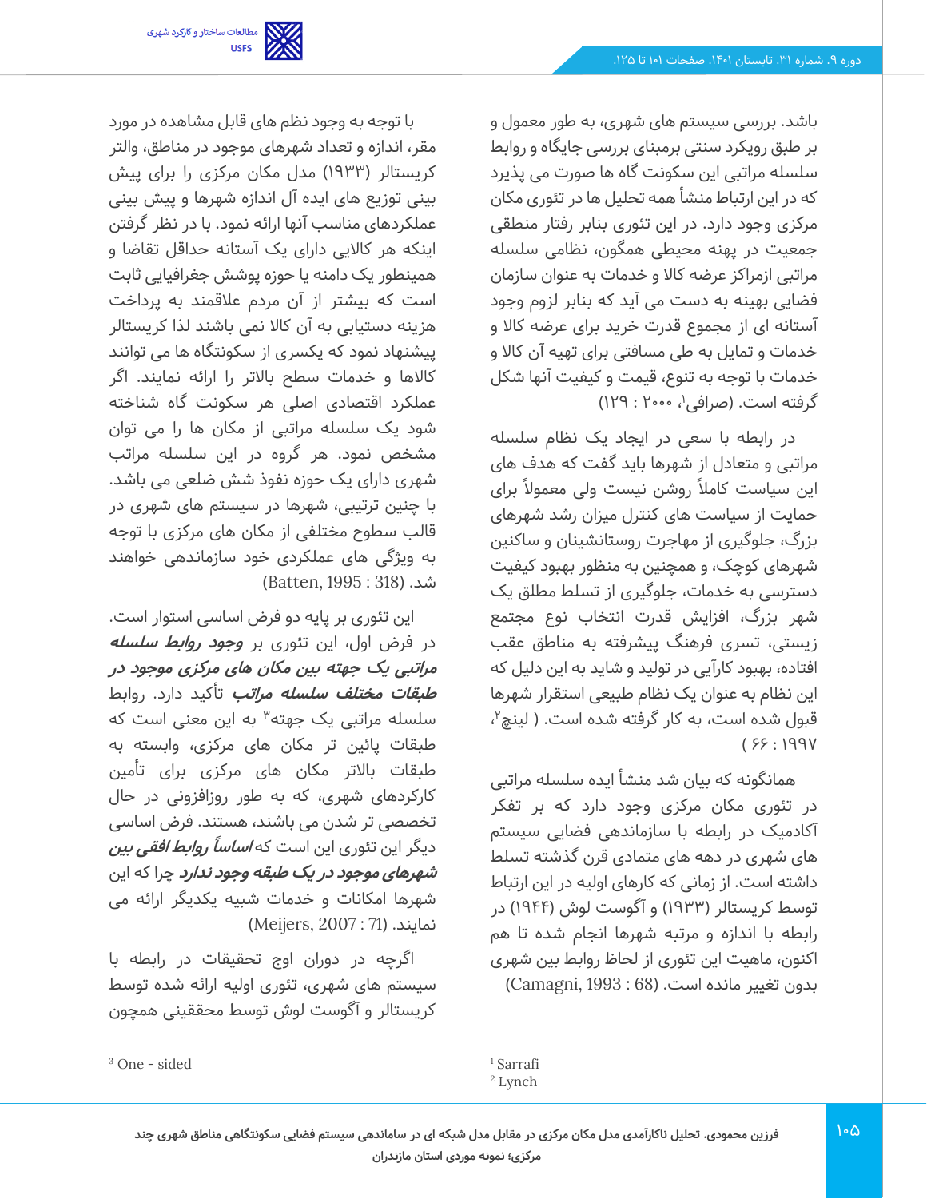باشد. بررسی سیستم های شهری، به طور معمول و بر طبق رویکرد سنتی برمبنای بررسی جایگاه و روابط سلسله مراتبی این سکونت گاه ها صورت می پذیرد که در این ارتباط منشأ همه تحلیل ها در تئوری مکان مرکزی وجود دارد. در این تئوری بنابر رفتار منطقی جمعیت در پهنه محیطی همگون، نظامی سلسله مراتبی ازمراکز عرضه کالا و خدمات به عنوان سازمان فضایی بهینه به دست می آید که بنابر لزوم وجود آستانه ای از مجموع قدرت خرید برای عرضه کالا و خدمات و تمایل به طی مسافتی برای تهیه آن کالا و خدمات با توجه به تنوع، قیمت و کیفیت آنها شکل گرفته است. (صرافی[1]، ۲۰۰۰ : ۱۲۹)

در رابطه با سعی در ایجاد یک نظام سلسله مراتبی و متعادل از شهرها باید گفت که هدف های این سیاست کاملاً روشن نیست ولی معمولاً برای حمایت از سیاست های کنترل میزان رشد شهرهای بزرگ، جلوگیری از مهاجرت روستانشینان و ساکنین شهرهای کوچک، و همچنین به منظور بهبود کیفیت دسترسی به خدمات، جلوگیری از تسلط مطلق یک شهر بزرگ، افزایش قدرت انتخاب نوع مجتمع زیستی، تسری فرهنگ پیشرفته به مناطق عقب افتاده، بهبود کارآیی در تولید و شاید به این دلیل که این نظام به عنوان یک نظام طبیعی استقرار شهرها قبول شده است، به کار گرفته شده است. ( لینچ[2]، ۱۹۹۷ : ۶۶ )

همانگونه که بیان شد منشأ ایده سلسله مراتبی در تئوری مکان مرکزی وجود دارد که بر تفکر آکادمیک در رابطه با سازماندهی فضایی سیستم های شهری در دهه های متمادی قرن گذشته تسلط داشته است. از زمانی که کارهای اولیه در این ارتباط توسط کریستالر (۱۹۳۳) و آگوست لوش (۱۹۴۴) در رابطه با اندازه و مرتبه شهرها انجام شده تا هم اکنون، ماهیت این تئوری از لحاظ روابط بین شهری بدون تغییر مانده است. (Camagni, 1993 : 68)

با توجه به وجود نظم های قابل مشاهده در مورد مقر، اندازه و تعداد شهرهای موجود در مناطق، والتر کریستالر (۱۹۳۳) مدل مکان مرکزی را برای پیش بینی توزیع های ایده آل اندازه شهرها و پیش بینی عملکردهای مناسب آنها ارائه نمود. با در نظر گرفتن اینکه هر کالایی دارای یک آستانه حداقل تقاضا و همینطور یک دامنه یا حوزه پوشش جغرافیایی ثابت است که بیشتر از آن مردم علاقمند به پرداخت هزینه دستیابی به آن کالا نمی باشند لذا کریستالر پیشنهاد نمود که یکسری از سکونتگاه ها می توانند کالاها و خدمات سطح بالاتر را ارائه نمایند. اگر عملکرد اقتصادی اصلی هر سکونت گاه شناخته شود یک سلسله مراتبی از مکان ها را می توان مشخص نمود. هر گروه در این سلسله مراتب شهری دارای یک حوزه نفوذ شش ضلعی می باشد. با چنین ترتیبی، شهرها در سیستم های شهری در قالب سطوح مختلفی از مکان های مرکزی با توجه به ویژگی های عملکردی خود سازماندهی خواهند شد. (Batten, 1995 : 318)

این تئوری بر پایه دو فرض اساسی استوار است. در فرض اول، این تئوری بر ***وجود روابط سلسله مراتبی یک جهته بین مکان های مرکزی موجود در طبقات مختلف سلسله مراتب*** تأکید دارد. روابط سلسله مراتبی یک جهته[3] به این معنی است که طبقات پائین تر از مکان های مرکزی، وابسته به طبقات بالاتر مکان های مرکزی برای تأمین کارکردهای شهری، که به طور روزافزونی در حال تخصصی تر شدن می باشند، هستند. فرض اساسی دیگر این تئوری این است که ***اساساً روابط افقی بین شهرهای موجود در یک طبقه وجود ندارد*** چرا که این شهرها امکانات و خدمات شبیه یکدیگر ارائه می نمایند. (Meijers, 2007 : 71)

اگرچه در دوران اوج تحقیقات در رابطه با سیستم های شهری، تئوری اولیه ارائه شده توسط کریستالر و آگوست لوش توسط محققینی همچون

---

[1] Sarrafi

[2] Lynch

[3] One - sided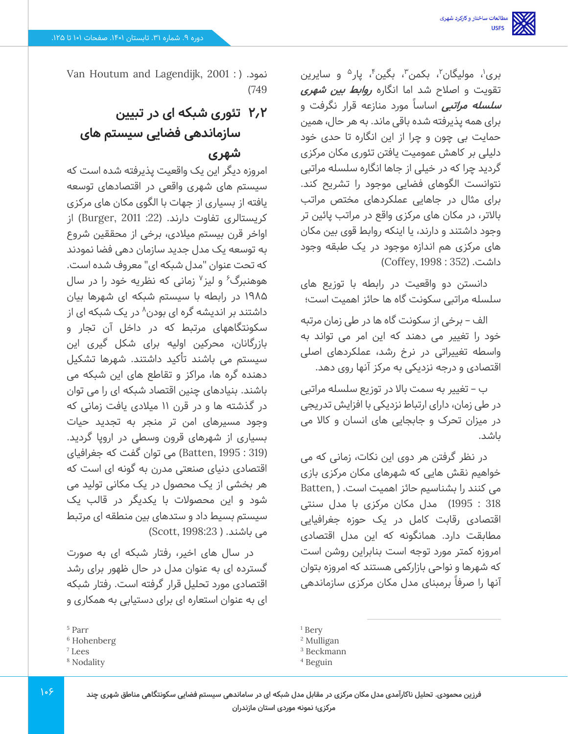بری[1]، مولیگان[2]، بکمن[3]، بگین[4]، پار[5] و سایرین تقویت و اصلاح شد اما انگاره ***روابط بین شهری*** ***سلسله مراتبی*** اساساً مورد منازعه قرار نگرفت و برای همه پذیرفته شده باقی ماند. به هر حال، همین حمایت بی چون و چرا از این انگاره تا حدی خود دلیلی بر کاهش عمومیت یافتن تئوری مکان مرکزی گردید چرا که در خیلی از جاها انگاره سلسله مراتبی نتوانست الگوهای فضایی موجود را تشریح کند. برای مثال در جاهایی عملکردهای مختص مراتب بالاتر، در مکان های مرکزی واقع در مراتب پائین تر وجود داشتند و دارند، یا اینکه روابط قوی بین مکان های مرکزی هم اندازه موجود در یک طبقه وجود داشت. (Coffey, 1998 : 352)

دانستن دو واقعیت در رابطه با توزیع های سلسله مراتبی سکونت گاه ها حائز اهمیت است؛

الف – برخی از سکونت گاه ها در طی زمان مرتبه خود را تغییر می دهند که این امر می تواند به واسطه تغییراتی در نرخ رشد، عملکردهای اصلی اقتصادی و درجه نزدیکی به مرکز آنها روی دهد.

ب – تغییر به سمت بالا در توزیع سلسله مراتبی در طی زمان، دارای ارتباط نزدیکی با افزایش تدریجی در میزان تحرک و جابجایی های انسان و کالا می باشد.

در نظر گرفتن هر دوی این نکات، زمانی که می خواهیم نقش هایی که شهرهای مکان مرکزی بازی می کنند را بشناسیم حائز اهمیت است. (Batten, 1995 : 318) مدل مکان مرکزی با مدل سنتی اقتصادی رقابت کامل در یک حوزه جغرافیایی مطابقت دارد. همانگونه که این مدل اقتصادی امروزه کمتر مورد توجه است بنابراین روشن است که شهرها و نواحی بازارکمی هستند که امروزه بتوان آنها را صرفاً برمبنای مدل مکان مرکزی سازماندهی نمود. (Van Houtum and Lagendijk, 2001 : 749)

## ۲،۲ تئوری شبکه ای در تبیین سازماندهی فضایی سیستم های شهری

امروزه دیگر این یک واقعیت پذیرفته شده است که سیستم های شهری واقعی در اقتصادهای توسعه یافته از بسیاری از جهات با الگوی مکان های مرکزی کریستالری تفاوت دارند. (Burger, 2011 :22) از اواخر قرن بیستم میلادی، برخی از محققین شروع به توسعه یک مدل جدید سازمان دهی فضا نمودند که تحت عنوان "مدل شبکه ای" معروف شده است. هوهنبرگ[6] و لیز[7] زمانی که نظریه خود را در سال ۱۹۸۵ در رابطه با سیستم شبکه ای شهرها بیان داشتند بر اندیشه گره ای بودن[8] در یک شبکه ای از سکونتگاههای مرتبط که در داخل آن تجار و بازرگانان، محرکین اولیه برای شکل گیری این سیستم می باشند تأکید داشتند. شهرها تشکیل دهنده گره ها، مراکز و تقاطع های این شبکه می باشند. بنیادهای چنین اقتصاد شبکه ای را می توان در گذشته ها و در قرن ۱۱ میلادی یافت زمانی که وجود مسیرهای امن تر منجر به تجدید حیات بسیاری از شهرهای قرون وسطی در اروپا گردید. (Batten, 1995 : 319) می توان گفت که جغرافیای اقتصادی دنیای صنعتی مدرن به گونه ای است که هر بخشی از یک محصول در یک مکانی تولید می شود و این محصولات با یکدیگر در قالب یک سیستم بسیط داد و ستدهای بین منطقه ای مرتبط می باشند. (Scott, 1998:23 )

در سال های اخیر، رفتار شبکه ای به صورت گسترده ای به عنوان مدل در حال ظهور برای رشد اقتصادی مورد تحلیل قرار گرفته است. رفتار شبکه ای به عنوان استعاره ای برای دستیابی به همکاری و

---

[1] Bery
[2] Mulligan
[3] Beckmann
[4] Beguin
[5] Parr
[6] Hohenberg
[7] Lees
[8] Nodality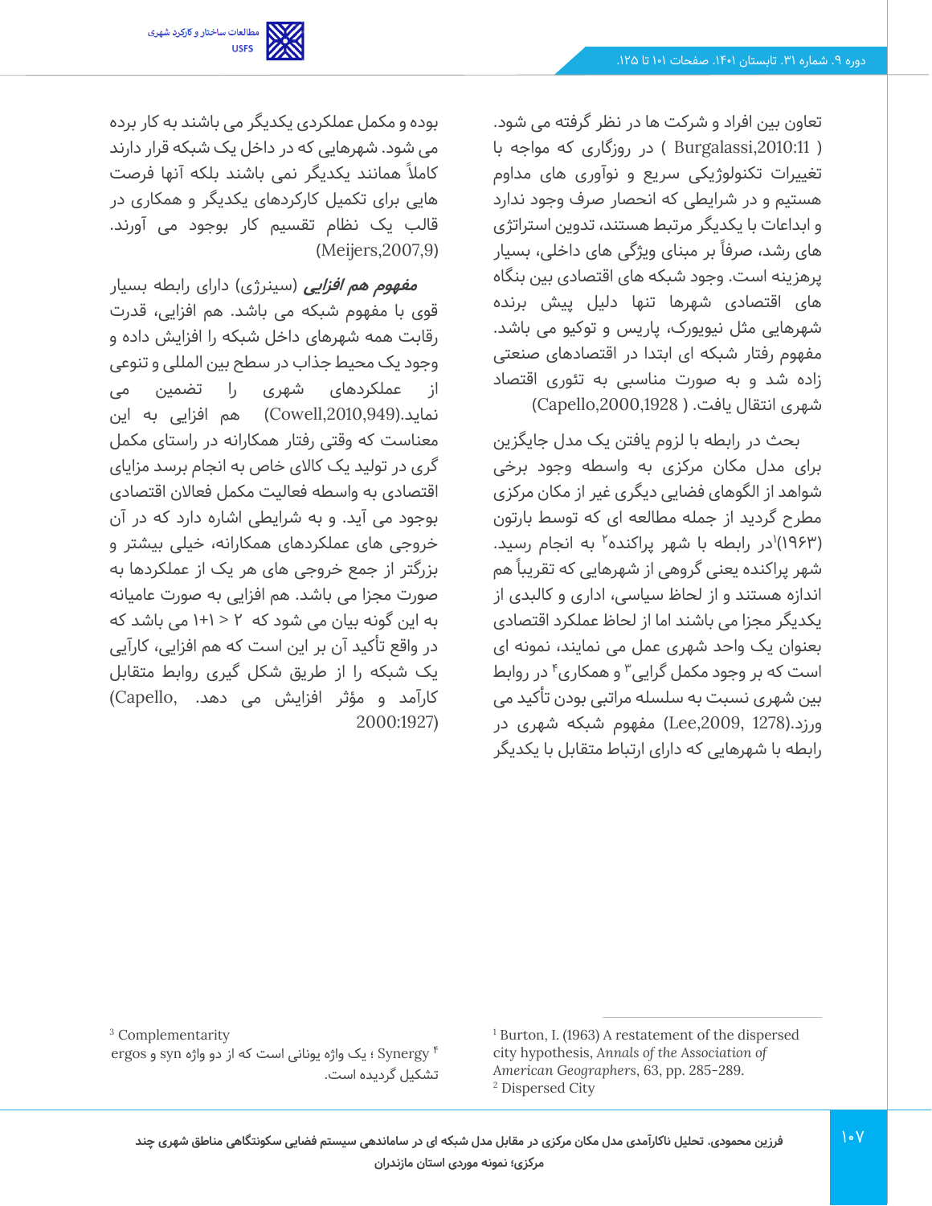تعاون بین افراد و شرکت ها در نظر گرفته می شود. ( Burgalassi,2010:11 ) در روزگاری که مواجه با تغییرات تکنولوژیکی سریع و نوآوری های مداوم هستیم و در شرایطی که انحصار صرف وجود ندارد و ابداعات با یکدیگر مرتبط هستند، تدوین استراتژی های رشد، صرفاً بر مبنای ویژگی های داخلی، بسیار پرهزینه است. وجود شبکه های اقتصادی بین بنگاه های اقتصادی شهرها تنها دلیل پیش برنده شهرهایی مثل نیویورک، پاریس و توکیو می باشد. مفهوم رفتار شبکه ای ابتدا در اقتصادهای صنعتی زاده شد و به صورت مناسبی به تئوری اقتصاد شهری انتقال یافت. ( Capello,2000,1928)

بحث در رابطه با لزوم یافتن یک مدل جایگزین برای مدل مکان مرکزی به واسطه وجود برخی شواهد از الگوهای فضایی دیگری غیر از مکان مرکزی مطرح گردید از جمله مطالعه ای که توسط بارتون (۱۹۶۳)[1]در رابطه با شهر پراکنده[2] به انجام رسید. شهر پراکنده یعنی گروهی از شهرهایی که تقریباً هم اندازه هستند و از لحاظ سیاسی، اداری و کالبدی از یکدیگر مجزا می باشند اما از لحاظ عملکرد اقتصادی بعنوان یک واحد شهری عمل می نمایند، نمونه ای است که بر وجود مکمل گرایی[3] و همکاری[4] در روابط بین شهری نسبت به سلسله مراتبی بودن تأکید می ورزد.(Lee,2009, 1278) مفهوم شبکه شهری در رابطه با شهرهایی که دارای ارتباط متقابل با یکدیگر بوده و مکمل عملکردی یکدیگر می باشند به کار برده می شود. شهرهایی که در داخل یک شبکه قرار دارند کاملاً همانند یکدیگر نمی باشند بلکه آنها فرصت هایی برای تکمیل کارکردهای یکدیگر و همکاری در قالب یک نظام تقسیم کار بوجود می آورند. (Meijers,2007,9)

***مفهوم هم افزایی*** (سینرژی) دارای رابطه بسیار قوی با مفهوم شبکه می باشد. هم افزایی، قدرت رقابت همه شهرهای داخل شبکه را افزایش داده و وجود یک محیط جذاب در سطح بین المللی و تنوعی از عملکردهای شهری را تضمین می نماید.(Cowell,2010,949) هم افزایی به این معناست که وقتی رفتار همکارانه در راستای مکمل گری در تولید یک کالای خاص به انجام برسد مزایای اقتصادی به واسطه فعالیت مکمل فعالان اقتصادی بوجود می آید. و به شرایطی اشاره دارد که در آن خروجی های عملکردهای همکارانه، خیلی بیشتر و بزرگتر از جمع خروجی های هر یک از عملکردها به صورت مجزا می باشد. هم افزایی به صورت عامیانه به این گونه بیان می شود که $1+1 > 2$ می باشد که در واقع تأکید آن بر این است که هم افزایی، کارآیی یک شبکه را از طریق شکل گیری روابط متقابل کارآمد و مؤثر افزایش می دهد. (Capello, 2000:1927)

---

[1] Burton, I. (1963) A restatement of the dispersed city hypothesis, *Annals of the Association of American Geographers*, 63, pp. 285-289.

[2] Dispersed City

[3] Complementarity

[4] Synergy ؛ یک واژه یونانی است که از دو واژه syn و ergos تشکیل گردیده است.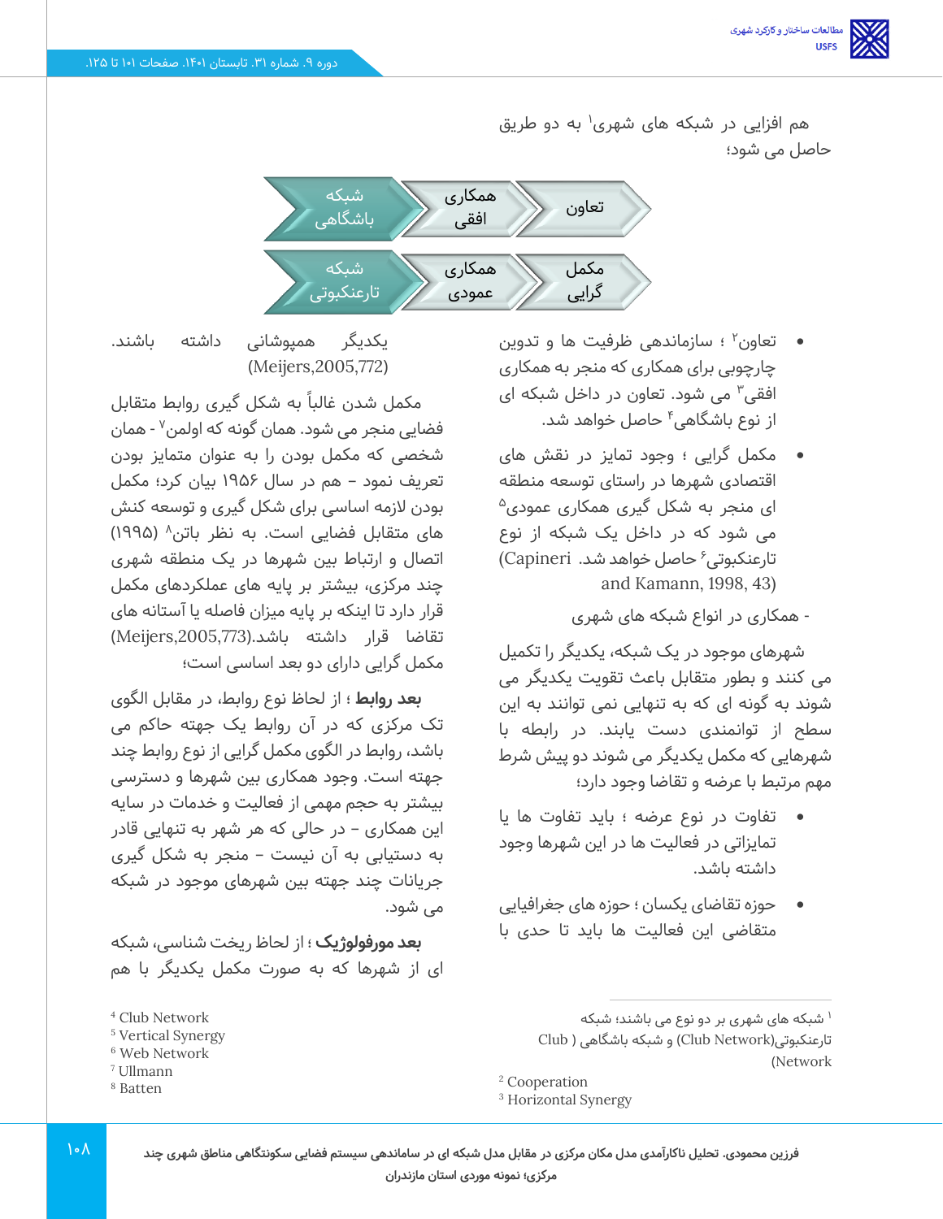هم افزایی در شبکه های شهری[1] به دو طریق حاصل می شود؛

| تعاون | همکاری افقی | شبکه باشگاهی |
|---|---|---|
| مکمل گرایی | همکاری عمودی | شبکه تارعنکبوتی |

- تعاون[2] ؛ سازماندهی ظرفیت ها و تدوین چارچوبی برای همکاری که منجر به همکاری افقی[3] می شود. تعاون در داخل شبکه ای از نوع باشگاهی[4] حاصل خواهد شد.
- مکمل گرایی ؛ وجود تمایز در نقش های اقتصادی شهرها در راستای توسعه منطقه ای منجر به شکل گیری همکاری عمودی[5] می شود که در داخل یک شبکه از نوع تارعنکبوتی[6] حاصل خواهد شد. (Capineri and Kamann, 1998, 43)

- همکاری در انواع شبکه های شهری

شهرهای موجود در یک شبکه، یکدیگر را تکمیل می کنند و بطور متقابل باعث تقویت یکدیگر می شوند به گونه ای که به تنهایی نمی توانند به این سطح از توانمندی دست یابند. در رابطه با شهرهایی که مکمل یکدیگر می شوند دو پیش شرط مهم مرتبط با عرضه و تقاضا وجود دارد؛

- تفاوت در نوع عرضه ؛ باید تفاوت ها یا تمایزاتی در فعالیت ها در این شهرها وجود داشته باشد.
- حوزه تقاضای یکسان ؛ حوزه های جغرافیایی متقاضی این فعالیت ها باید تا حدی با یکدیگر همپوشانی داشته باشند. (Meijers,2005,772)

مکمل شدن غالباً به شکل گیری روابط متقابل فضایی منجر می شود. همان گونه که اولمن[7] - همان شخصی که مکمل بودن را به عنوان متمایز بودن تعریف نمود – هم در سال ۱۹۵۶ بیان کرد؛ مکمل بودن لازمه اساسی برای شکل گیری و توسعه کنش های متقابل فضایی است. به نظر باتن[8] (۱۹۹۵) اتصال و ارتباط بین شهرها در یک منطقه شهری چند مرکزی، بیشتر بر پایه های عملکردهای مکمل قرار دارد تا اینکه بر پایه میزان فاصله یا آستانه های تقاضا قرار داشته باشد.(Meijers,2005,773) مکمل گرایی دارای دو بعد اساسی است؛

**بعد روابط** ؛ از لحاظ نوع روابط، در مقابل الگوی تک مرکزی که در آن روابط یک جهته حاکم می باشد، روابط در الگوی مکمل گرایی از نوع روابط چند جهته است. وجود همکاری بین شهرها و دسترسی بیشتر به حجم مهمی از فعالیت و خدمات در سایه این همکاری – در حالی که هر شهر به تنهایی قادر به دستیابی به آن نیست – منجر به شکل گیری جریانات چند جهته بین شهرهای موجود در شبکه می شود.

**بعد مورفولوژیک** ؛ از لحاظ ریخت شناسی، شبکه ای از شهرها که به صورت مکمل یکدیگر با هم

---

[1] شبکه های شهری بر دو نوع می باشند؛ شبکه تارعنکبوتی(Club Network) و شبکه باشگاهی ( Club Network)

[2] Cooperation

[3] Horizontal Synergy

[4] Club Network

[5] Vertical Synergy

[6] Web Network

[7] Ullmann

[8] Batten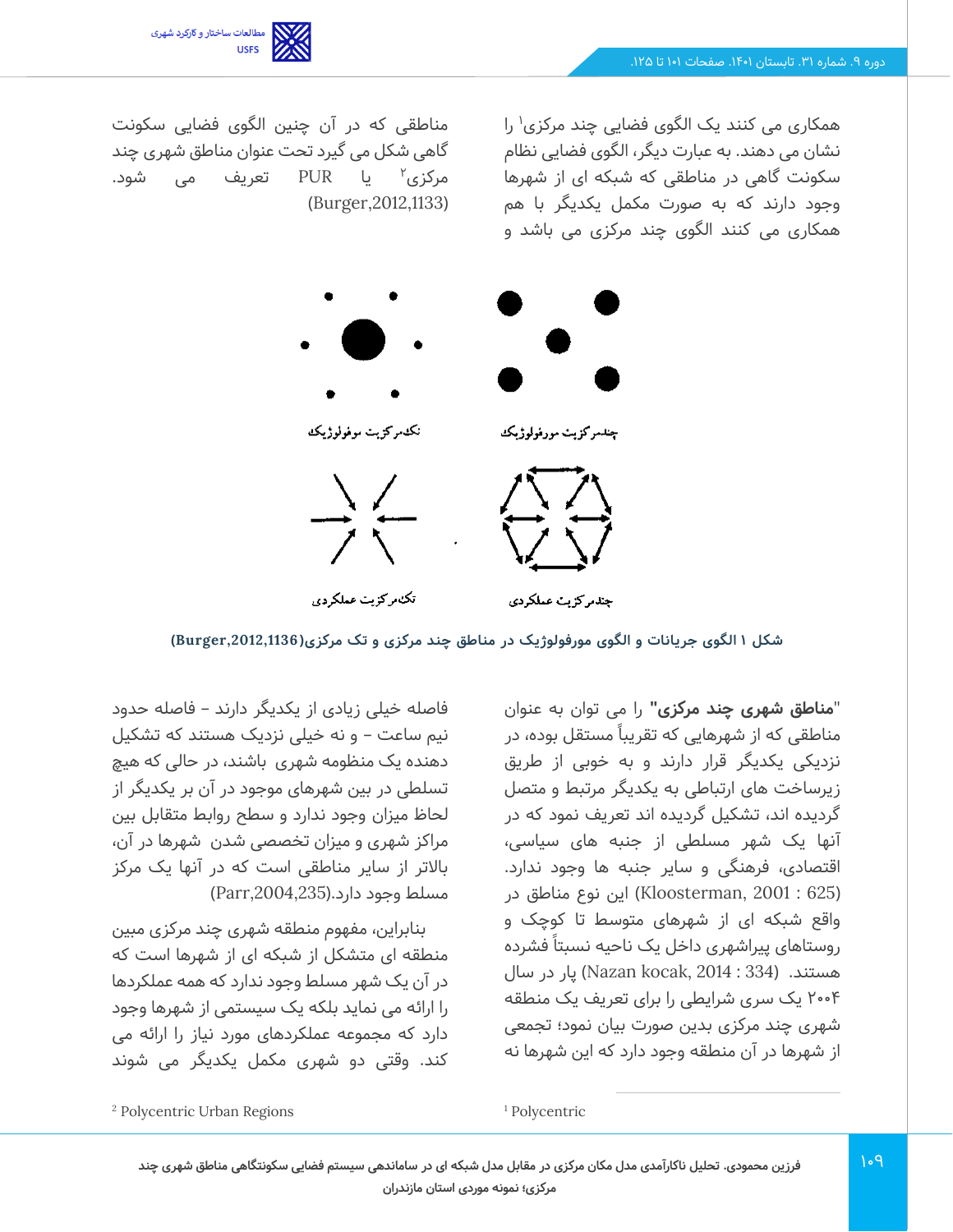همکاری می کنند یک الگوی فضایی چند مرکزی[1] را نشان می دهند. به عبارت دیگر، الگوی فضایی نظام سکونت گاهی در مناطقی که شبکه ای از شهرها وجود دارند که به صورت مکمل یکدیگر با هم همکاری می کنند الگوی چند مرکزی می باشد و مناطقی که در آن چنین الگوی فضایی سکونت گاهی شکل می گیرد تحت عنوان مناطق شهری چند مرکزی[2] یا PUR تعریف می شود. (Burger,2012,1133)

نک‌مرکزیت مورفولوژیک — چندمرکزیت مورفولوژیک

تک‌مرکزیت عملکردی — چندمرکزیت عملکردی

**شکل ۱ الگوی جریانات و الگوی مورفولوژیک در مناطق چند مرکزی و تک مرکزی(Burger,2012,1136)**

"**مناطق شهری چند مرکزی**" را می توان به عنوان مناطقی که از شهرهایی که تقریباً مستقل بوده، در نزدیکی یکدیگر قرار دارند و به خوبی از طریق زیرساخت های ارتباطی به یکدیگر مرتبط و متصل گردیده اند، تشکیل گردیده اند تعریف نمود که در آنها یک شهر مسلطی از جنبه های سیاسی، اقتصادی، فرهنگی و سایر جنبه ها وجود ندارد. (Kloosterman, 2001 : 625) این نوع مناطق در واقع شبکه ای از شهرهای متوسط تا کوچک و روستاهای پیراشهری داخل یک ناحیه نسبتاً فشرده هستند. (Nazan kocak, 2014 : 334) پار در سال ۲۰۰۴ یک سری شرایطی را برای تعریف یک منطقه شهری چند مرکزی بدین صورت بیان نمود؛ تجمعی از شهرها در آن منطقه وجود دارد که این شهرها نه فاصله خیلی زیادی از یکدیگر دارند - فاصله حدود نیم ساعت - و نه خیلی نزدیک هستند که تشکیل دهنده یک منظومه شهری باشند، در حالی که هیچ تسلطی در بین شهرهای موجود در آن بر یکدیگر از لحاظ میزان وجود ندارد و سطح روابط متقابل بین مراکز شهری و میزان تخصصی شدن شهرها در آن، بالاتر از سایر مناطقی است که در آنها یک مرکز مسلط وجود دارد.(Parr,2004,235)

بنابراین، مفهوم منطقه شهری چند مرکزی مبین منطقه ای متشکل از شبکه ای از شهرها است که در آن یک شهر مسلط وجود ندارد که همه عملکردها را ارائه می نماید بلکه یک سیستمی از شهرها وجود دارد که مجموعه عملکردهای مورد نیاز را ارائه می کند. وقتی دو شهری مکمل یکدیگر می شوند

[1] Polycentric

[2] Polycentric Urban Regions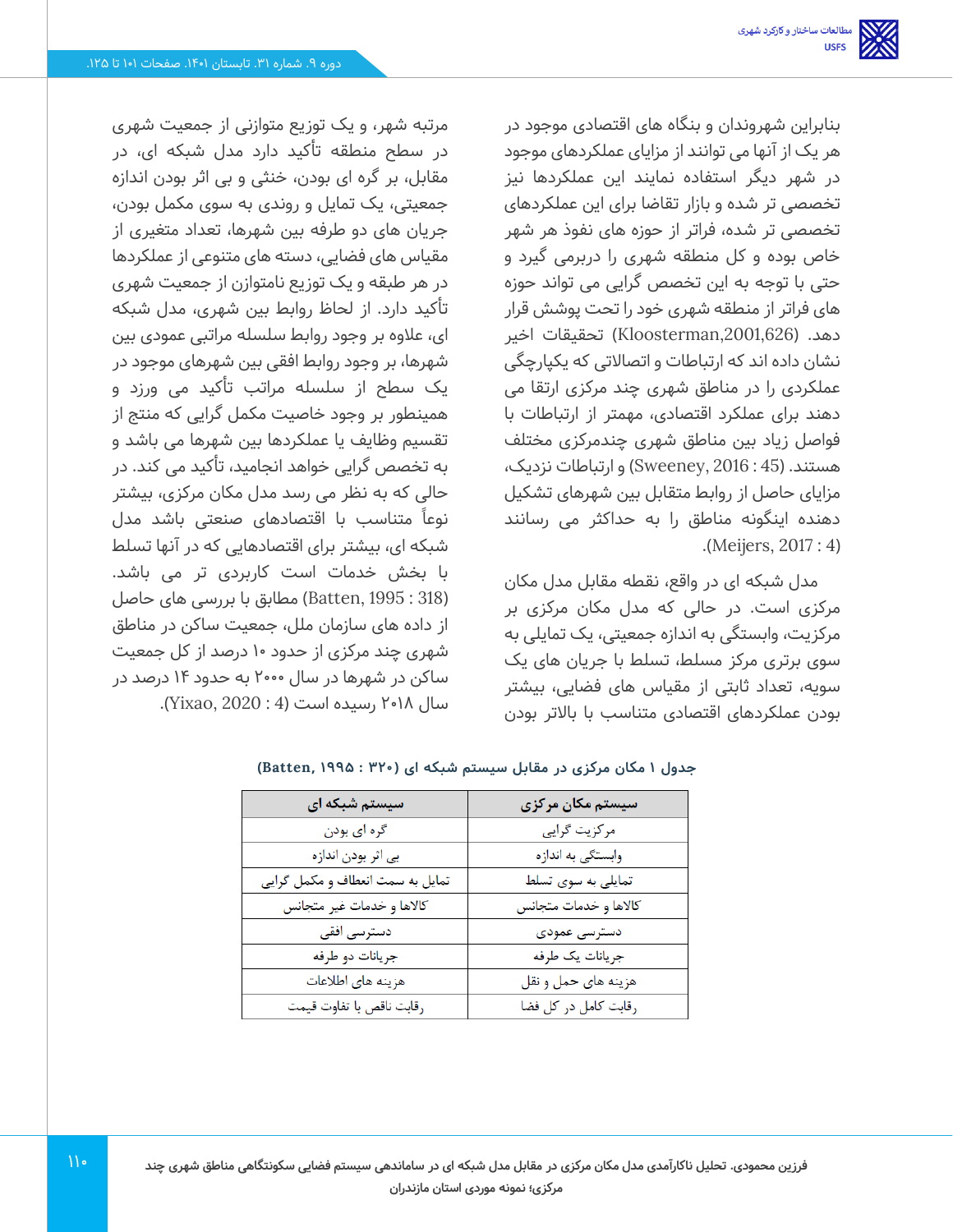بنابراین شهروندان و بنگاه های اقتصادی موجود در هر یک از آنها می توانند از مزایای عملکردهای موجود در شهر دیگر استفاده نمایند این عملکردها نیز تخصصی تر شده و بازار تقاضا برای این عملکردهای تخصصی تر شده، فراتر از حوزه های نفوذ هر شهر خاص بوده و کل منطقه شهری را دربرمی گیرد و حتی با توجه به این تخصص گرایی می تواند حوزه های فراتر از منطقه شهری خود را تحت پوشش قرار دهد. (Kloosterman,2001,626) تحقیقات اخیر نشان داده اند که ارتباطات و اتصالاتی که یکپارچگی عملکردی را در مناطق شهری چند مرکزی ارتقا می دهند برای عملکرد اقتصادی، مهمتر از ارتباطات با فواصل زیاد بین مناطق شهری چندمرکزی مختلف هستند. (Sweeney, 2016 : 45) و ارتباطات نزدیک، مزایای حاصل از روابط متقابل بین شهرهای تشکیل دهنده اینگونه مناطق را به حداکثر می رسانند .(Meijers, 2017 : 4)

مدل شبکه ای در واقع، نقطه مقابل مدل مکان مرکزی است. در حالی که مدل مکان مرکزی بر مرکزیت، وابستگی به اندازه جمعیتی، یک تمایلی به سوی برتری مرکز مسلط، تسلط با جریان های یک سویه، تعداد ثابتی از مقیاس های فضایی، بیشتر بودن عملکردهای اقتصادی متناسب با بالاتر بودن مرتبه شهر، و یک توزیع متوازنی از جمعیت شهری در سطح منطقه تأکید دارد مدل شبکه ای، در مقابل، بر گره ای بودن، خنثی و بی اثر بودن اندازه جمعیتی، یک تمایل و روندی به سوی مکمل بودن، جریان های دو طرفه بین شهرها، تعداد متغیری از مقیاس های فضایی، دسته های متنوعی از عملکردها در هر طبقه و یک توزیع نامتوازن از جمعیت شهری تأکید دارد. از لحاظ روابط بین شهری، مدل شبکه ای، علاوه بر وجود روابط سلسله مراتبی عمودی بین شهرها، بر وجود روابط افقی بین شهرهای موجود در یک سطح از سلسله مراتب تأکید می ورزد و همینطور بر وجود خاصیت مکمل گرایی که منتج از تقسیم وظایف یا عملکردها بین شهرها می باشد و به تخصص گرایی خواهد انجامید، تأکید می کند. در حالی که به نظر می رسد مدل مکان مرکزی، بیشتر نوعاً متناسب با اقتصادهای صنعتی باشد مدل شبکه ای، بیشتر برای اقتصادهایی که در آنها تسلط با بخش خدمات است کاربردی تر می باشد. (Batten, 1995 : 318) مطابق با بررسی های حاصل از داده های سازمان ملل، جمعیت ساکن در مناطق شهری چند مرکزی از حدود ۱۰ درصد از کل جمعیت ساکن در شهرها در سال ۲۰۰۰ به حدود ۱۴ درصد در سال ۲۰۱۸ رسیده است (Yixao, 2020 : 4).

**جدول ۱ مکان مرکزی در مقابل سیستم شبکه ای (Batten, ۱۹۹۵ : ۳۲۰)**

| سیستم مکان مرکزی | سیستم شبکه ای |
|---|---|
| مرکزیت گرایی | گره ای بودن |
| وابستگی به اندازه | بی اثر بودن اندازه |
| تمایلی به سوی تسلط | تمایل به سمت انعطاف و مکمل گرایی |
| کالاها و خدمات متجانس | کالاها و خدمات غیر متجانس |
| دسترسی عمودی | دسترسی افقی |
| جریانات یک طرفه | جریانات دو طرفه |
| هزینه های حمل و نقل | هزینه های اطلاعات |
| رقابت کامل در کل فضا | رقابت ناقص با تفاوت قیمت |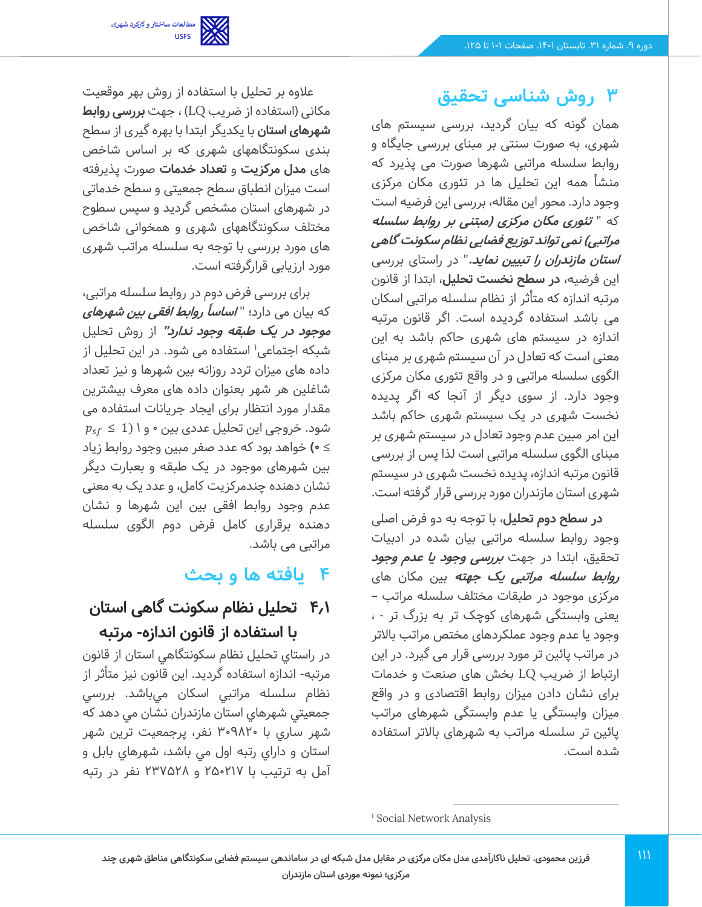## ۳ روش شناسی تحقیق

همان گونه که بیان گردید، بررسی سیستم های شهری، به صورت سنتی بر مبنای بررسی جایگاه و روابط سلسله مراتبی شهرها صورت می پذیرد که منشأ همه این تحلیل ها در تئوری مکان مرکزی وجود دارد. محور این مقاله، بررسی این فرضیه است که "***تئوری مکان مرکزی (مبتنی بر روابط سلسله مراتبی) نمی تواند توزیع فضایی نظام سکونت گاهی استان مازندران را تبیین نماید.***" در راستای بررسی این فرضیه، **در سطح نخست تحلیل**، ابتدا از قانون مرتبه اندازه که متأثر از نظام سلسله مراتبی اسکان می باشد استفاده گردیده است. اگر قانون مرتبه اندازه در سیستم های شهری حاکم باشد به این معنی است که تعادل در آن سیستم شهری بر مبنای الگوی سلسله مراتبی و در واقع تئوری مکان مرکزی وجود دارد. از سوی دیگر از آنجا که اگر پدیده نخست شهری در یک سیستم شهری حاکم باشد این امر مبین عدم وجود تعادل در سیستم شهری بر مبنای الگوی سلسله مراتبی است لذا پس از بررسی قانون مرتبه اندازه، پدیده نخست شهری در سیستم شهری استان مازندران مورد بررسی قرار گرفته است.

**در سطح دوم تحلیل**، با توجه به دو فرض اصلی وجود روابط سلسله مراتبی بیان شده در ادبیات تحقیق، ابتدا در جهت ***بررسی وجود یا عدم وجود روابط سلسله مراتبی یک جهته*** بین مکان های مرکزی موجود در طبقات مختلف سلسله مراتب – یعنی وابستگی شهرهای کوچک تر به بزرگ تر - ، وجود یا عدم وجود عملکردهای مختص مراتب بالاتر در مراتب پائین تر مورد بررسی قرار می گیرد. در این ارتباط از ضریب LQ بخش های صنعت و خدمات برای نشان دادن میزان روابط اقتصادی و در واقع میزان وابستگی یا عدم وابستگی شهرهای مراتب پائین تر سلسله مراتب به شهرهای بالاتر استفاده شده است.

علاوه بر تحلیل با استفاده از روش بهر موقعیت مکانی (استفاده از ضریب LQ) ، جهت **بررسی روابط شهرهای استان** با یکدیگر ابتدا با بهره گیری از سطح بندی سکونتگاههای شهری که بر اساس شاخص های **مدل مرکزیت** و **تعداد خدمات** صورت پذیرفته است میزان انطباق سطح جمعیتی و سطح خدماتی در شهرهای استان مشخص گردید و سپس سطوح مختلف سکونتگاههای شهری و همخوانی شاخص های مورد بررسی با توجه به سلسله مراتب شهری مورد ارزیابی قرارگرفته است.

برای بررسی فرض دوم در روابط سلسله مراتبی، که بیان می دارد؛ "***اساساً روابط افقی بین شهرهای موجود در یک طبقه وجود ندارد***" از روش تحلیل شبکه اجتماعی[1] استفاده می شود. در این تحلیل از داده های میزان تردد روزانه بین شهرها و نیز تعداد شاغلین هر شهر بعنوان داده های معرف بیشترین مقدار مورد انتظار برای ایجاد جریانات استفاده می شود. خروجی این تحلیل عددی بین ۰ و ۱ ($1 \geq p_{sf} \geq 0$) خواهد بود که عدد صفر مبین وجود روابط زیاد بین شهرهای موجود در یک طبقه و بعبارت دیگر نشان دهنده چندمرکزیت کامل، و عدد یک به معنی عدم وجود روابط افقی بین این شهرها و نشان دهنده برقراری کامل فرض دوم الگوی سلسله مراتبی می باشد.

## ۴ یافته ها و بحث

### ۴،۱ تحلیل نظام سکونت گاهی استان با استفاده از قانون اندازه- مرتبه

در راستاي تحليل نظام سكونتگاهي استان از قانون مرتبه- اندازه استفاده گرديد. اين قانون نيز متأثر از نظام سلسله مراتبي اسكان مي‌باشد. بررسي جمعيتي شهرهاي استان مازندران نشان مي دهد كه شهر ساري با ۳۰۹۸۲۰ نفر، پرجمعيت ترين شهر استان و داراي رتبه اول مي باشد، شهرهاي بابل و آمل به ترتيب با ۲۵۰۲۱۷ و ۲۳۷۵۲۸ نفر در رتبه

[1] Social Network Analysis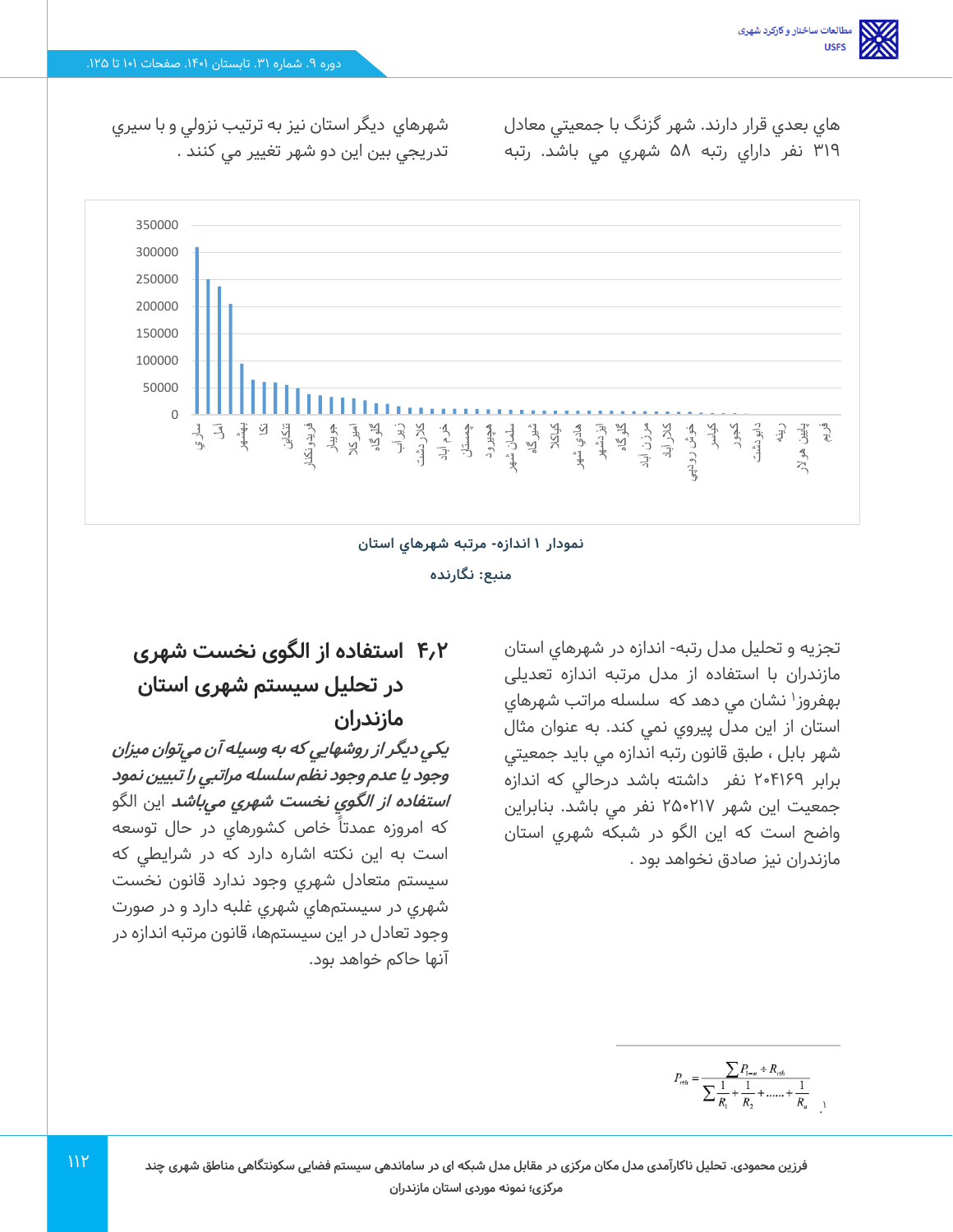هاي بعدي قرار دارند. شهر گزنگ با جمعيتي معادل ۳۱۹ نفر داراي رتبه ۵۸ شهري مي باشد. رتبه شهرهاي ديگر استان نيز به ترتيب نزولي و با سيري تدريجي بين اين دو شهر تغيير مي کنند .

نمودار ۱ اندازه- مرتبه شهرهاي استان

منبع: نگارنده

تجزيه و تحليل مدل رتبه- اندازه در شهرهاي استان مازندران با استفاده از مدل مرتبه اندازه تعديلي بهفروز[1] نشان مي دهد كه سلسله مراتب شهرهاي استان از اين مدل پيروي نمي كند. به عنوان مثال شهر بابل ، طبق قانون رتبه اندازه مي بايد جمعيتي برابر ۲۰۴۱۶۹ نفر داشته باشد درحالي كه اندازه جمعيت اين شهر ۲۵۰۲۱۷ نفر مي باشد. بنابراين واضح است كه اين الگو در شبكه شهري استان مازندران نيز صادق نخواهد بود .

## ۴،۲ استفاده از الگوی نخست شهری در تحلیل سیستم شهری استان مازندران

***يكي ديگر از روشهايي كه به وسيله آن مي‌توان ميزان وجود يا عدم وجود نظم سلسله مراتبي را تبيين نمود استفاده از الگوي نخست شهري مي‌باشد*** اين الگو كه امروزه عمدتاً خاص كشورهاي در حال توسعه است به اين نكته اشاره دارد كه در شرايطي كه سيستم متعادل شهري وجود ندارد قانون نخست شهري در سيستم‌هاي شهري غلبه دارد و در صورت وجود تعادل در اين سيستم‌ها، قانون مرتبه اندازه در آنها حاكم خواهد بود.

---

[1] 
$$P_{rth} = \frac{\sum P_{1-n} \div R_{rth}}{\sum \frac{1}{R_1} + \frac{1}{R_2} + \dots\dots + \frac{1}{R_n}}$$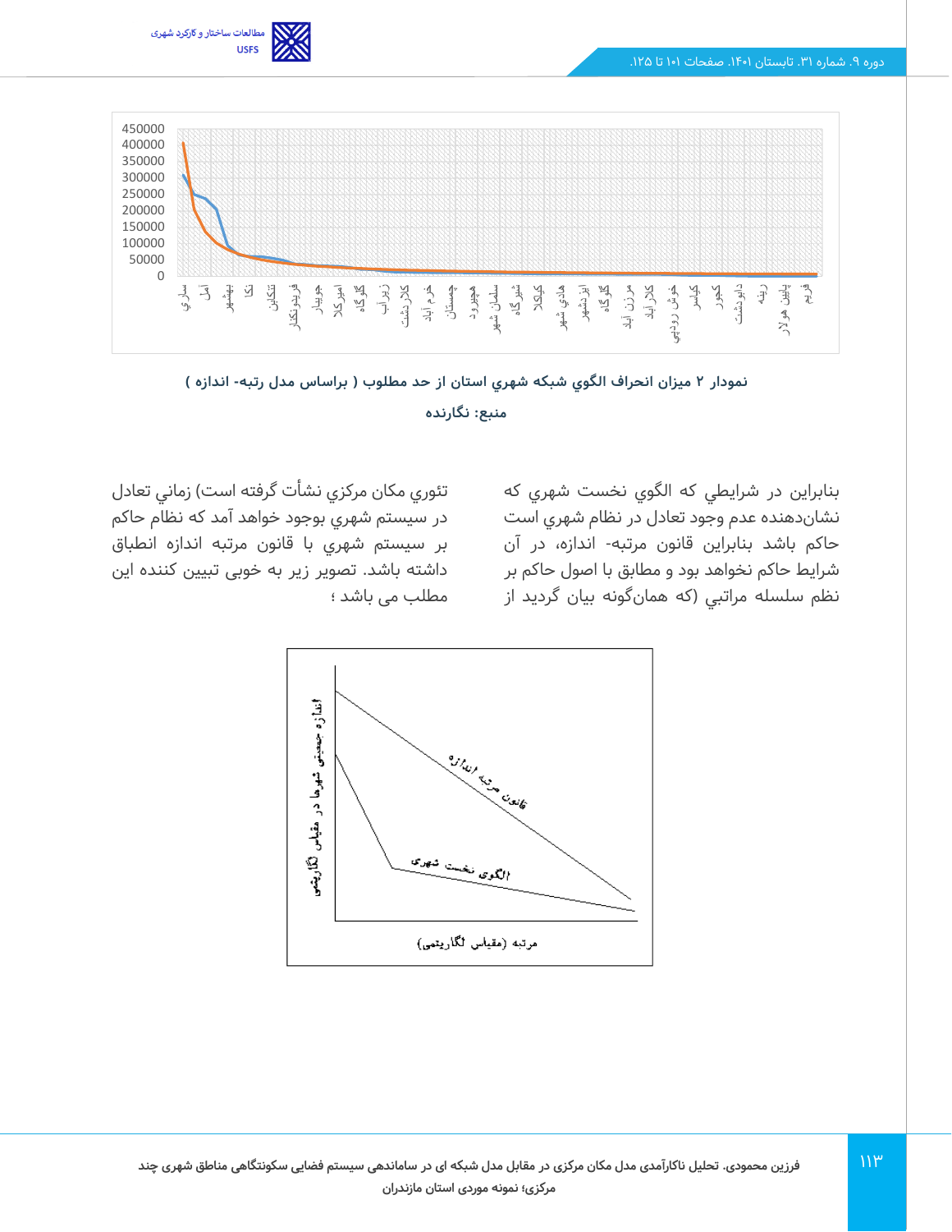نمودار ۲ میزان انحراف الگوي شبکه شهري استان از حد مطلوب ( براساس مدل رتبه- اندازه )

منبع: نگارنده

بنابراین در شرایطي که الگوي نخست شهري که نشان‌دهنده عدم وجود تعادل در نظام شهري است حاکم باشد بنابراین قانون مرتبه- اندازه، در آن شرایط حاکم نخواهد بود و مطابق با اصول حاکم بر نظم سلسله مراتبي (که همان‌گونه بیان گردید از تئوري مکان مرکزي نشأت گرفته است) زماني تعادل در سیستم شهري بوجود خواهد آمد که نظام حاکم بر سیستم شهري با قانون مرتبه اندازه انطباق داشته باشد. تصویر زیر به خوبی تبیین کننده این مطلب می باشد ؛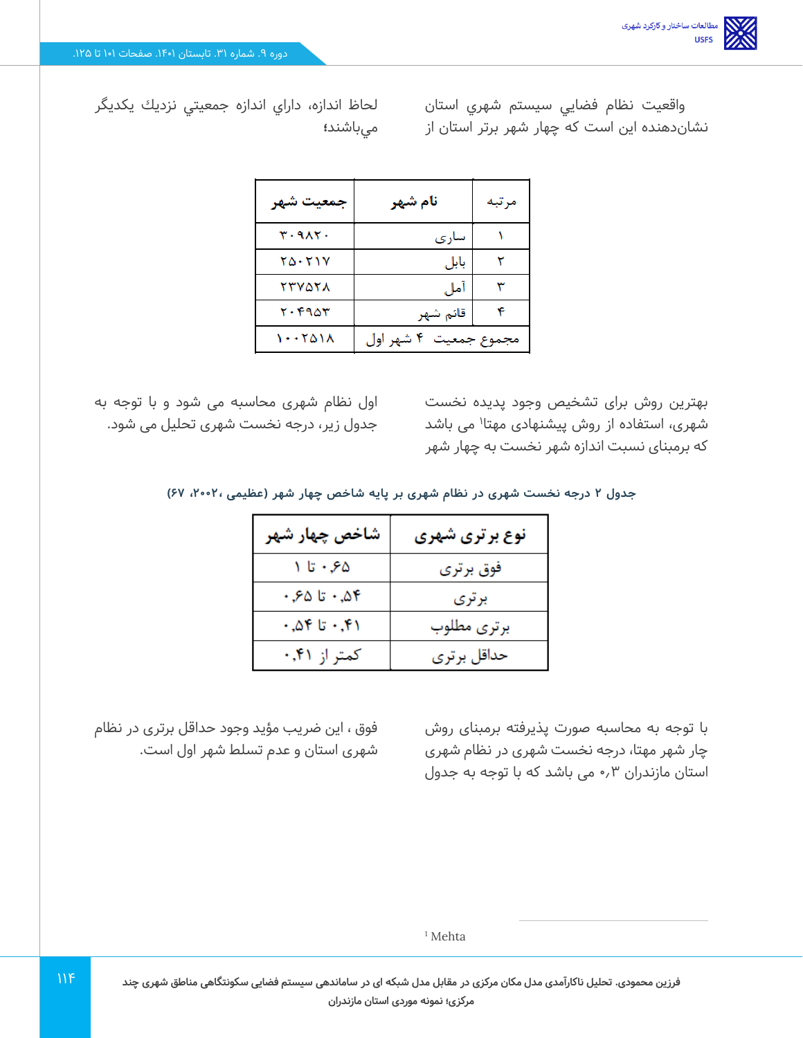واقعيت نظام فضايي سيستم شهري استان نشان‌دهنده اين است كه چهار شهر برتر استان از لحاظ اندازه، داراي اندازه جمعيتي نزديك يكديگر مي‌باشند؛

| مرتبه | نام شهر | جمعیت شهر |
|---|---|---|
| ۱ | ساری | ۳۰۹۸۲۰ |
| ۲ | بابل | ۲۵۰۲۱۷ |
| ۳ | آمل | ۲۳۷۵۲۸ |
| ۴ | قائم شهر | ۲۰۴۹۵۳ |
| مجموع جمعیت ۴ شهر اول | | ۱۰۰۲۵۱۸ |

بهترین روش برای تشخیص وجود پدیده نخست شهری، استفاده از روش پیشنهادی مهتا[1] می باشد که برمبنای نسبت اندازه شهر نخست به چهار شهر اول نظام شهری محاسبه می شود و با توجه به جدول زیر، درجه نخست شهری تحلیل می شود.

**جدول ۲ درجه نخست شهری در نظام شهری بر پایه شاخص چهار شهر (عظیمی، ۲۰۰۲، ۶۷)**

| نوع برتری شهری | شاخص چهار شهر |
|---|---|
| فوق برتری | ۰,۶۵ تا ۱ |
| برتری | ۰,۵۴ تا ۰,۶۵ |
| برتری مطلوب | ۰,۴۱ تا ۰,۵۴ |
| حداقل برتری | کمتر از ۰,۴۱ |

با توجه به محاسبه صورت پذیرفته برمبنای روش چار شهر مهتا، درجه نخست شهری در نظام شهری استان مازندران ۰٫۳ می باشد که با توجه به جدول فوق ، این ضریب مؤید وجود حداقل برتری در نظام شهری استان و عدم تسلط شهر اول است.

[1] Mehta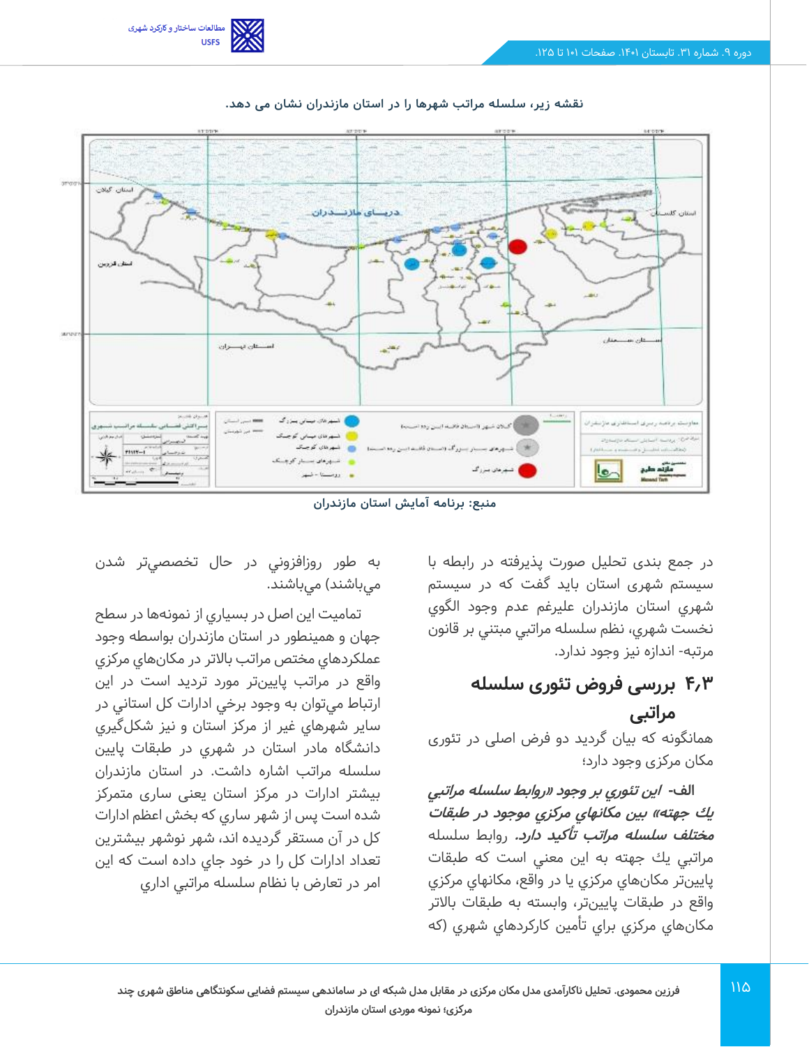نقشه زیر، سلسله مراتب شهرها را در استان مازندران نشان می دهد.

منبع: برنامه آمایش استان مازندران

در جمع بندی تحلیل صورت پذیرفته در رابطه با سیستم شهری استان باید گفت که در سیستم شهري استان مازندران عليرغم عدم وجود الگوي نخست شهري، نظم سلسله مراتبي مبتني بر قانون مرتبه- اندازه نيز وجود ندارد.

## ۴٫۳ بررسی فروض تئوری سلسله مراتبی

همانگونه که بیان گردید دو فرض اصلی در تئوری مکان مرکزی وجود دارد؛

**الف-** ***اين تئوري بر وجود «روابط سلسله مراتبي يك جهته» بين مكانهاي مركزي موجود در طبقات مختلف سلسله مراتب تأكيد دارد.*** روابط سلسله مراتبي يك جهته به اين معني است كه طبقات پايين‌تر مكان‌هاي مركزي يا در واقع، مكانهاي مركزي واقع در طبقات پايين‌تر، وابسته به طبقات بالاتر مكان‌هاي مركزي براي تأمين كاركردهاي شهري (كه به طور روزافزوني در حال تخصصي‌تر شدن مي‌باشند) مي‌باشند.

تماميت اين اصل در بسياري از نمونه‌ها در سطح جهان و همينطور در استان مازندران بواسطه وجود عملكردهاي مختص مراتب بالاتر در مكان‌هاي مركزي واقع در مراتب پايين‌تر مورد ترديد است در اين ارتباط مي‌توان به وجود برخي ادارات كل استاني در ساير شهرهاي غير از مركز استان و نيز شكل‌گيري دانشگاه مادر استان در شهري در طبقات پايين سلسله مراتب اشاره داشت. در استان مازندران بيشتر ادارات در مركز استان يعني ساری متمركز شده است پس از شهر ساري كه بخش اعظم ادارات كل در آن مستقر گرديده اند، شهر نوشهر بيشترين تعداد ادارات كل را در خود جاي داده است كه اين امر در تعارض با نظام سلسله مراتبي اداري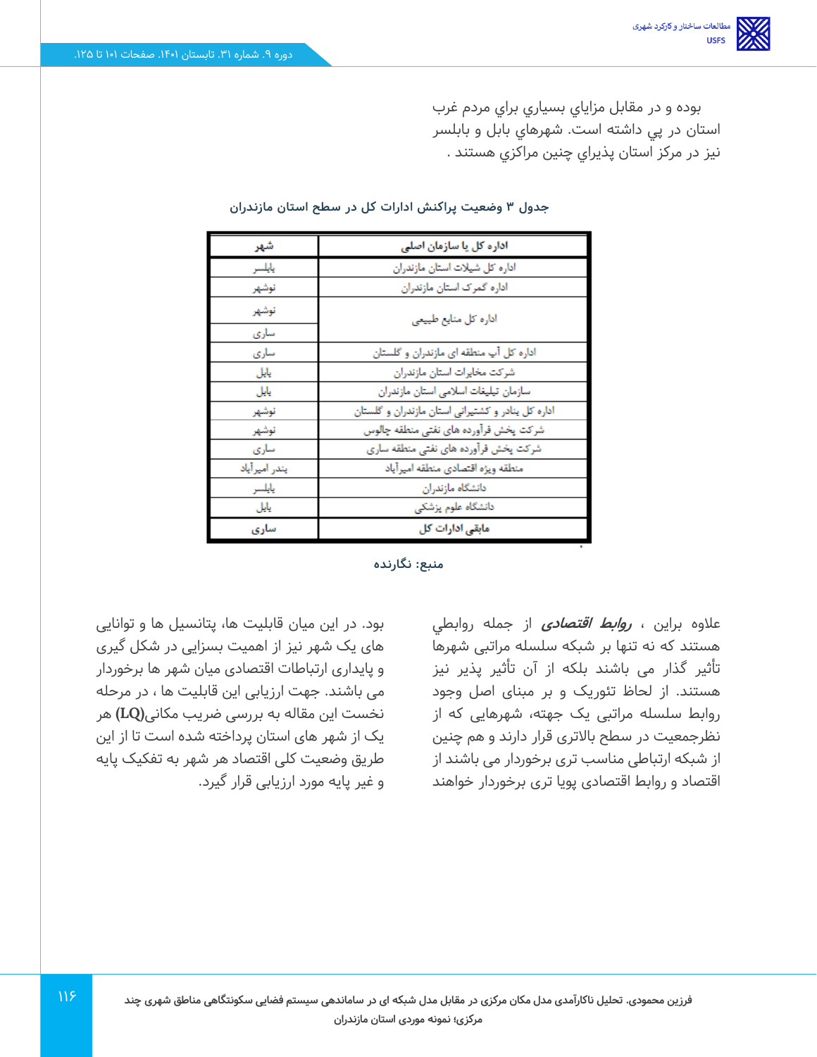بوده و در مقابل مزاياي بسياري براي مردم غرب استان در پي داشته است. شهرهاي بابل و بابلسر نيز در مركز استان پذيراي چنين مراكزي هستند .

**جدول ۳ وضعیت پراکنش ادارات کل در سطح استان مازندران**

| اداره کل یا سازمان اصلی | شهر |
| --- | --- |
| اداره کل شیلات استان مازندران | بابلسر |
| اداره گمرک استان مازندران | نوشهر |
| اداره کل منابع طبیعی | نوشهر |
| | ساری |
| اداره کل آب منطقه ای مازندران و گلستان | ساری |
| شرکت مخابرات استان مازندران | بابل |
| سازمان تبلیغات اسلامی استان مازندران | بابل |
| اداره کل بنادر و کشتیرانی استان مازندران و گلستان | نوشهر |
| شرکت پخش فرآورده های نفتی منطقه چالوس | نوشهر |
| شرکت پخش فرآورده های نفتی منطقه ساری | ساری |
| منطقه ویژه اقتصادی منطقه امیرآباد | بندر امیرآباد |
| دانشگاه مازندران | بابلسر |
| دانشگاه علوم پزشکی | بابل |
| **مابقی ادارات کل** | **ساری** |

**منبع: نگارنده**

علاوه براین ، ***روابط اقتصادی*** از جمله روابطي هستند كه نه تنها بر شبكه سلسله مراتبي شهرها تأثير گذار مى باشند بلكه از آن تأثير پذير نيز هستند. از لحاظ تئوريک و بر مبناى اصل وجود روابط سلسله مراتبي يک جهته، شهرهايي كه از نظرجمعيت در سطح بالاترى قرار دارند و هم چنين از شبكه ارتباطى مناسب ترى برخوردار مى باشند از اقتصاد و روابط اقتصادی پويا ترى برخوردار خواهند بود. در اين ميان قابليت ها، پتانسيل ها و توانايي های یک شهر نيز از اهميت بسزايي در شكل گيری و پايداری ارتباطات اقتصادی ميان شهر ها برخوردار مى باشند. جهت ارزيابى اين قابليت ها ، در مرحله نخست اين مقاله به بررسى ضريب مكانى(**LQ**) هر يک از شهر های استان پرداخته شده است تا از اين طريق وضعيت كلى اقتصاد هر شهر به تفكيک پايه و غير پايه مورد ارزيابى قرار گيرد.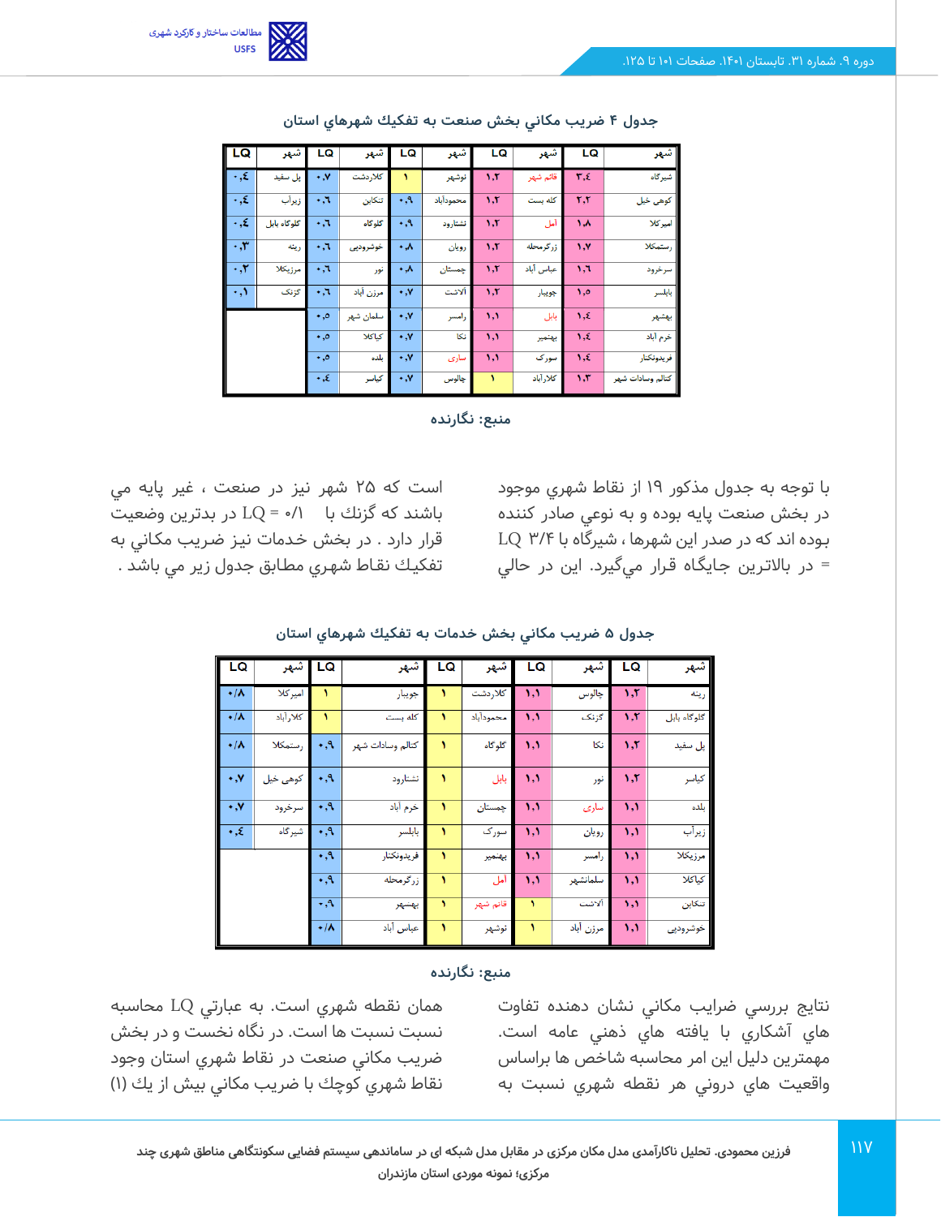جدول ۴ ضریب مکاني بخش صنعت به تفکیك شهرهاي استان

| شهر | LQ | شهر | LQ | شهر | LQ | شهر | LQ | شهر | LQ |
|---|---|---|---|---|---|---|---|---|---|
| شیرگاه | ۳،٤ | قائم شهر | ۱،۲ | نوشهر | ۱ | کلاردشت | ۰،۷ | پل سفید | ۰،٤ |
| کوهی خیل | ۲،۲ | کله بست | ۱،۲ | محمودآباد | ۰،۹ | تنکابن | ۰،٦ | زیرآب | ۰،٤ |
| امیرکلا | ۱،۸ | آمل | ۱،۲ | نشتارود | ۰،۹ | گلوگاه | ۰،٦ | گلوگاه بابل | ۰،٤ |
| رستمکلا | ۱،۷ | زرگرمحله | ۱،۲ | رویان | ۰،۸ | خوشرودپی | ۰،٦ | رینه | ۰،۳ |
| سرخرود | ۱،٦ | عباس آباد | ۱،۲ | چمستان | ۰،۸ | نور | ۰،٦ | مرزیکلا | ۰،۲ |
| بابلسر | ۱،٥ | جویبار | ۱،۲ | آلاشت | ۰،۷ | مرزن آباد | ۰،٦ | گزنك | ۰،۱ |
| بهشهر | ۱،٤ | بابل | ۱،۱ | رامسر | ۰،۷ | سلمان شهر | ۰،٥ | | |
| خرم آباد | ۱،٤ | بهنمیر | ۱،۱ | نکا | ۰،۷ | کیاکلا | ۰،٥ | | |
| فریدونکنار | ۱،٤ | سورک | ۱،۱ | ساری | ۰،۷ | بلده | ۰،٥ | | |
| کتالم وسادات شهر | ۱،۳ | کلارآباد | ۱ | چالوس | ۰،۷ | کیاسر | ۰،٤ | | |

منبع: نگارنده

با توجه به جدول مذکور ۱۹ از نقاط شهري موجود در بخش صنعت پایه بوده و به نوعي صادر کننده بوده اند که در صدر این شهرها ، شیرگاه با LQ ۳/۴ = در بالاترین جایگاه قرار میگیرد. این در حالي است که ۲۵ شهر نیز در صنعت ، غیر پایه مي باشند که گزنك با LQ = ۰/۱ در بدترین وضعیت قرار دارد . در بخش خدمات نیز ضریب مکاني به تفکیك نقاط شهري مطابق جدول زیر مي باشد .

جدول ۵ ضریب مکاني بخش خدمات به تفکیك شهرهاي استان

| شهر | LQ | شهر | LQ | شهر | LQ | شهر | LQ | شهر | LQ |
|---|---|---|---|---|---|---|---|---|---|
| رینه | ۱،۲ | چالوس | ۱،۱ | کلاردشت | ۱ | جویبار | ۱ | امیرکلا | ۰/۸ |
| گلوگاه بابل | ۱،۲ | گزنك | ۱،۱ | محمودآباد | ۱ | کله بست | ۱ | کلارآباد | ۰/۸ |
| پل سفید | ۱،۲ | نکا | ۱،۱ | گلوگاه | ۱ | کتالم وسادات شهر | ۰،۹ | رستمکلا | ۰/۸ |
| کیاسر | ۱،۲ | نور | ۱،۱ | بابل | ۱ | نشتارود | ۰،۹ | کوهی خیل | ۰،۷ |
| بلده | ۱،۱ | ساری | ۱،۱ | چمستان | ۱ | خرم آباد | ۰،۹ | سرخرود | ۰،۷ |
| زیرآب | ۱،۱ | رویان | ۱،۱ | سورک | ۱ | بابلسر | ۰،۹ | شیرگاه | ۰،٤ |
| مرزیکلا | ۱،۱ | رامسر | ۱،۱ | بهنمیر | ۱ | فریدونکنار | ۰،۹ | | |
| کیاکلا | ۱،۱ | سلمانشهر | ۱،۱ | آمل | ۱ | زرگرمحله | ۰،۹ | | |
| تنکابن | ۱،۱ | آلاشت | ۱ | قائم شهر | ۱ | بهشهر | ۰،۹ | | |
| خوشرودپی | ۱،۱ | مرزن آباد | ۱ | نوشهر | ۱ | عباس آباد | ۰/۸ | | |

منبع: نگارنده

نتایج بررسي ضرایب مکاني نشان دهنده تفاوت هاي آشکاري با یافته هاي ذهني عامه است. مهمترین دلیل این امر محاسبه شاخص ها براساس واقعیت هاي دروني هر نقطه شهري نسبت به همان نقطه شهري است. به عبارتي LQ محاسبه نسبت نسبت ها است. در نگاه نخست و در بخش ضریب مکاني صنعت در نقاط شهري استان وجود نقاط شهري کوچك با ضریب مکاني بیش از یك (۱)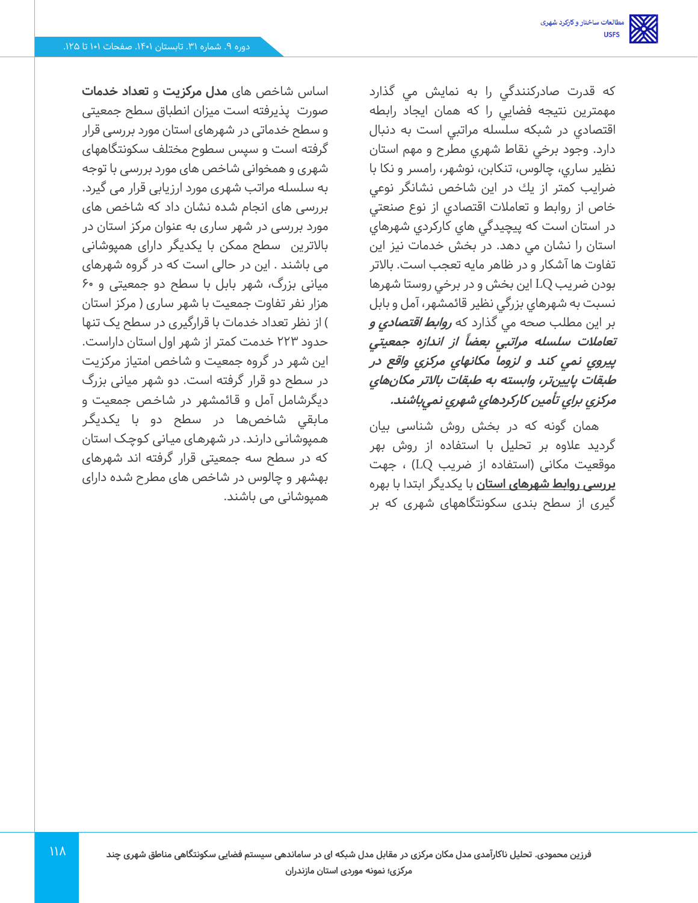که قدرت صادرکنندگي را به نمايش مي گذارد مهمترين نتيجه فضايي را که همان ايجاد رابطه اقتصادي در شبکه سلسله مراتبي است به دنبال دارد. وجود برخي نقاط شهري مطرح و مهم استان نظير ساري، چالوس، تنکابن، نوشهر، رامسر و نکا با ضرايب کمتر از يك در اين شاخص نشانگر نوعي خاص از روابط و تعاملات اقتصادي از نوع صنعتي در استان است که پيچيدگي هاي کارکردي شهرهاي استان را نشان مي دهد. در بخش خدمات نيز اين تفاوت ها آشکار و در ظاهر مايه تعجب است. بالاتر بودن ضريب LQ اين بخش و در برخي روستا شهرها نسبت به شهرهاي بزرگي نظير قائمشهر، آمل و بابل بر اين مطلب صحه مي گذارد که ***روابط اقتصادي و تعاملات سلسله مراتبي بعضاً از اندازه جمعيتي پيروي نمي کند و لزوما مکانهاي مرکزي واقع در طبقات پايين‌تر، وابسته به طبقات بالاتر مکان‌هاي مرکزي براي تأمين کارکردهاي شهري نمي‌باشند.***

همان گونه که در بخش روش شناسی بیان گردید علاوه بر تحلیل با استفاده از روش بهر موقعیت مکانی (استفاده از ضریب LQ) ، جهت **بررسی روابط شهرهای استان** با یکدیگر ابتدا با بهره گیری از سطح بندی سکونتگاههای شهری که بر اساس شاخص های **مدل مرکزیت** و **تعداد خدمات** صورت پذیرفته است میزان انطباق سطح جمعیتی و سطح خدماتی در شهرهای استان مورد بررسی قرار گرفته است و سپس سطوح مختلف سکونتگاههای شهری و همخوانی شاخص های مورد بررسی با توجه به سلسله مراتب شهری مورد ارزیابی قرار می گیرد. بررسی های انجام شده نشان داد که شاخص های مورد بررسی در شهر ساری به عنوان مرکز استان در بالاترین سطح ممکن با یکدیگر دارای همپوشانی می باشند . این در حالی است که در گروه شهرهای میانی بزرگ، شهر بابل با سطح دو جمعیتی و ۶۰ هزار نفر تفاوت جمعیت با شهر ساری ( مرکز استان ) از نظر تعداد خدمات با قرارگیری در سطح یک تنها حدود ۲۲۳ خدمت کمتر از شهر اول استان داراست. این شهر در گروه جمعیت و شاخص امتیاز مرکزیت در سطح دو قرار گرفته است. دو شهر میانی بزرگ دیگرشامل آمل و قائمشهر در شاخص جمعیت و مابقي شاخص‌ها در سطح دو با یکدیگر همپوشانی دارند. در شهرهای میانی کوچک استان که در سطح سه جمعیتی قرار گرفته اند شهرهای بهشهر و چالوس در شاخص های مطرح شده دارای همپوشانی می باشند.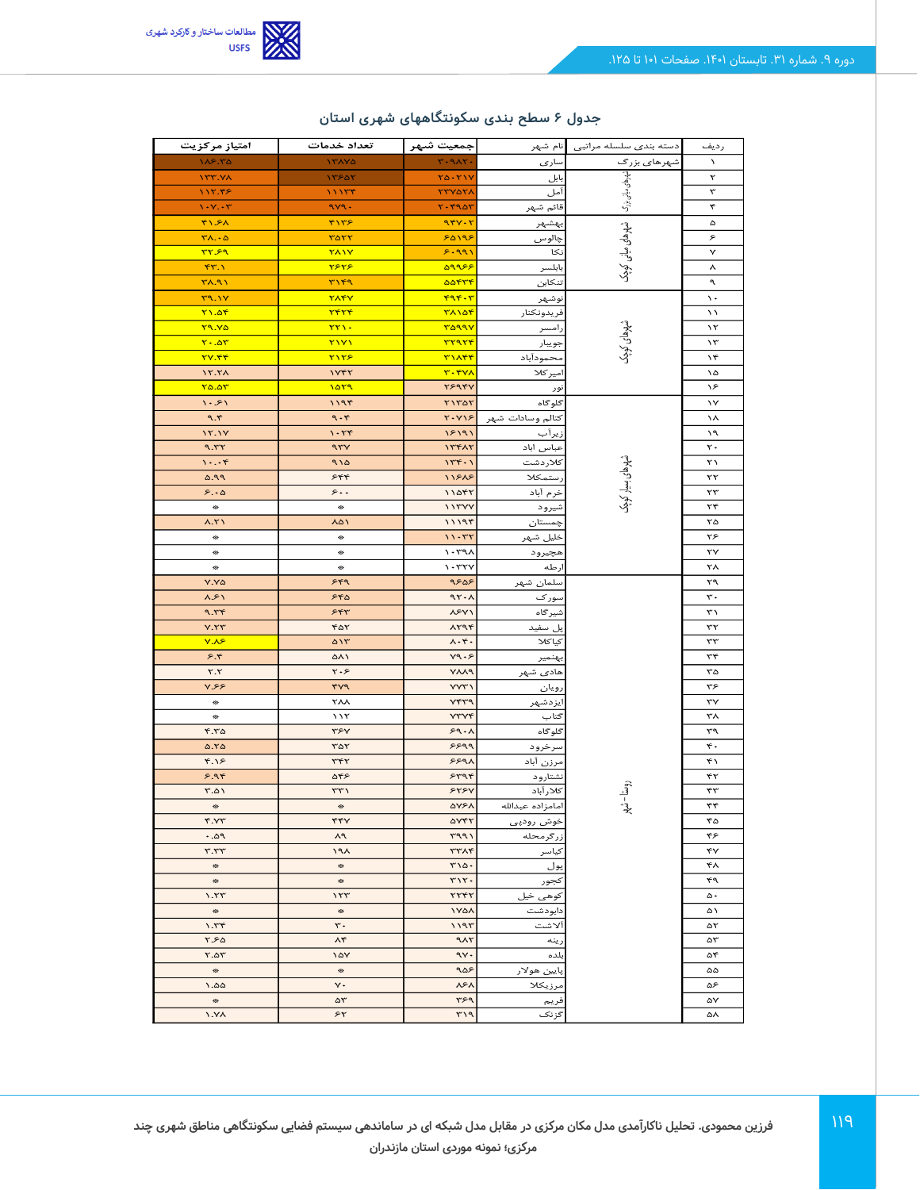### جدول ۶ سطح بندی سکونتگاههای شهری استان

| ردیف | دسته بندی سلسله مراتبی | نام شهر | جمعیت شهر | تعداد خدمات | امتیاز مرکزیت |
|---|---|---|---|---|---|
| ۱ | شهرهای بزرگ | ساری | ۳۰۹۸۲۰ | ۱۳۸۷۵ | ۱۸۶.۳۵ |
| ۲ | شهرهای میانی بزرگ | بابل | ۲۵۰۲۱۷ | ۱۳۶۵۲ | ۱۳۳.۷۸ |
| ۳ | | آمل | ۲۳۷۵۲۸ | ۱۱۱۳۴ | ۱۱۲.۴۶ |
| ۴ | | قائم شهر | ۲۰۴۹۵۳ | ۹۷۹۰ | ۱۰۷.۰۳ |
| ۵ | شهرهای میانی کوچک | بهشهر | ۹۴۷۰۲ | ۴۱۳۶ | ۴۱.۶۸ |
| ۶ | | چالوس | ۶۵۱۹۶ | ۳۵۲۲ | ۳۸.۰۵ |
| ۷ | | نکا | ۶۰۹۹۱ | ۲۸۱۷ | ۳۲.۶۹ |
| ۸ | | بابلسر | ۵۹۹۶۶ | ۲۶۲۶ | ۴۳.۱ |
| ۹ | | تنکابن | ۵۵۴۳۴ | ۳۱۴۹ | ۳۸.۹۱ |
| ۱۰ | شهرهای کوچک | نوشهر | ۴۹۴۰۳ | ۲۸۴۷ | ۳۹.۱۷ |
| ۱۱ | | فریدونکنار | ۳۸۱۵۴ | ۲۴۲۴ | ۲۱.۵۴ |
| ۱۲ | | رامسر | ۳۵۹۹۷ | ۲۲۱۰ | ۲۹.۷۵ |
| ۱۳ | | جویبار | ۳۲۹۲۴ | ۲۱۷۱ | ۲۰.۵۳ |
| ۱۴ | | محمودآباد | ۳۱۸۴۴ | ۲۱۲۶ | ۲۷.۴۴ |
| ۱۵ | | امیرکلا | ۳۰۴۷۸ | ۱۷۴۲ | ۱۲.۲۸ |
| ۱۶ | | نور | ۲۶۹۴۷ | ۱۵۲۹ | ۲۵.۵۳ |
| ۱۷ | شهرهای بسیار کوچک | گلوگاه | ۲۱۳۵۲ | ۱۱۹۴ | ۱۰.۶۱ |
| ۱۸ | | کتالم وسادات شهر | ۲۰۷۱۶ | ۹۰۴ | ۹.۴ |
| ۱۹ | | زیرآب | ۱۶۱۹۱ | ۱۰۲۴ | ۱۲.۱۷ |
| ۲۰ | | عباس اباد | ۱۳۴۸۲ | ۹۳۷ | ۹.۳۲ |
| ۲۱ | | کلاردشت | ۱۳۴۰۱ | ۹۱۵ | ۱۰.۰۴ |
| ۲۲ | | رستمکلا | ۱۱۶۸۶ | ۶۴۴ | ۵.۹۹ |
| ۲۳ | | خرم آباد | ۱۱۵۴۲ | ۶۰۰ | ۶.۰۵ |
| ۲۴ | | شیرود | ۱۱۳۷۷ | * | * |
| ۲۵ | | چمستان | ۱۱۱۹۴ | ۸۵۱ | ۸.۲۱ |
| ۲۶ | | خلیل شهر | ۱۱۰۳۲ | * | * |
| ۲۷ | | هچیرود | ۱۰۳۹۸ | * | * |
| ۲۸ | | ارطه | ۱۰۳۲۷ | * | * |
| ۲۹ | روستا-شهر | سلمان شهر | ۹۶۵۶ | ۶۴۹ | ۷.۷۵ |
| ۳۰ | | سورک | ۹۲۰۸ | ۶۴۵ | ۸.۶۱ |
| ۳۱ | | شیرگاه | ۸۶۷۱ | ۶۴۳ | ۹.۳۴ |
| ۳۲ | | پل سفید | ۸۲۹۴ | ۴۵۲ | ۷.۲۳ |
| ۳۳ | | کیاکلا | ۸۰۴۰ | ۵۱۳ | ۷.۸۶ |
| ۳۴ | | بهنمیر | ۷۹۰۶ | ۵۸۱ | ۶.۴ |
| ۳۵ | | هادی شهر | ۷۸۸۹ | ۳۰۶ | ۲.۲ |
| ۳۶ | | رویان | ۷۷۳۱ | ۴۷۹ | ۷.۶۶ |
| ۳۷ | | ایزدشهر | ۷۴۳۹ | ۲۸۸ | * |
| ۳۸ | | کتاب | ۷۳۷۴ | ۱۱۲ | * |
| ۳۹ | | گلوگاه | ۶۹۰۸ | ۳۶۷ | ۴.۳۵ |
| ۴۰ | | سرخرود | ۶۶۹۹ | ۳۵۲ | ۵.۲۵ |
| ۴۱ | | مرزن آباد | ۶۶۹۸ | ۳۴۲ | ۴.۱۶ |
| ۴۲ | | نشتارود | ۶۳۹۴ | ۵۴۶ | ۶.۹۴ |
| ۴۳ | | کلاراباد | ۶۲۶۷ | ۳۳۱ | ۳.۵۱ |
| ۴۴ | | امامزاده عبدالله | ۵۷۶۸ | * | * |
| ۴۵ | | خوش رودپی | ۵۷۴۲ | ۴۴۷ | ۴.۷۳ |
| ۴۶ | | زرگرمحله | ۳۹۹۱ | ۸۹ | ۰.۵۹ |
| ۴۷ | | کیاسر | ۳۳۸۴ | ۱۹۸ | ۳.۳۳ |
| ۴۸ | | پول | ۳۱۵۰ | * | * |
| ۴۹ | | کجور | ۳۱۲۰ | * | * |
| ۵۰ | | کوهی خیل | ۲۲۴۲ | ۱۲۳ | ۱.۲۳ |
| ۵۱ | | دابودشت | ۱۷۵۸ | * | * |
| ۵۲ | | آلاشت | ۱۱۹۳ | ۳۰ | ۱.۳۴ |
| ۵۳ | | رینه | ۹۸۲ | ۸۴ | ۲.۶۵ |
| ۵۴ | | بلده | ۹۷۰ | ۱۵۷ | ۲.۵۳ |
| ۵۵ | | پایین هولار | ۹۵۶ | * | * |
| ۵۶ | | مرزیکلا | ۸۶۸ | ۷۰ | ۱.۵۵ |
| ۵۷ | | فریم | ۳۶۹ | ۵۳ | * |
| ۵۸ | | گزنک | ۳۱۹ | ۶۲ | ۱.۷۸ |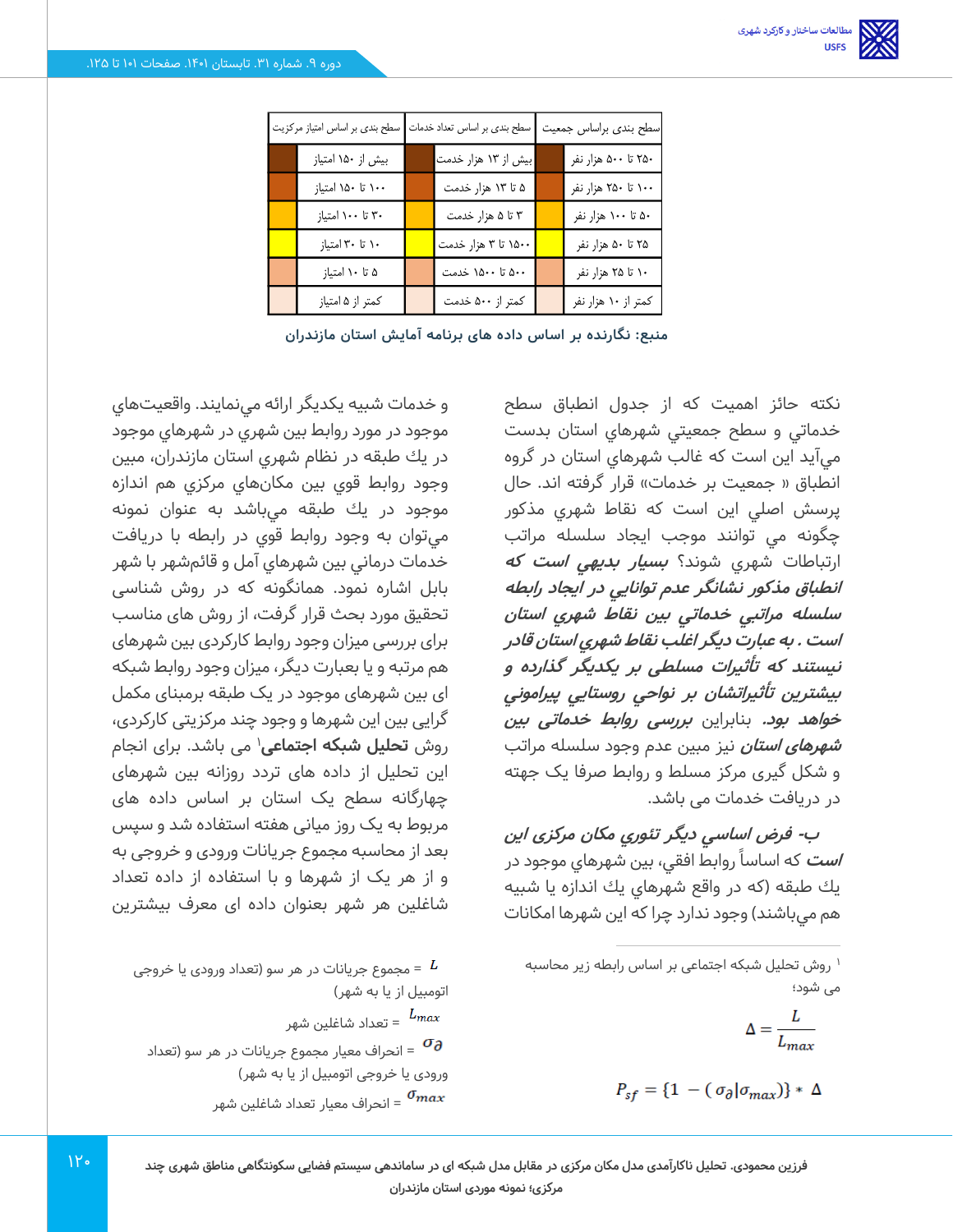| سطح بندی براساس جمعیت | | سطح بندی بر اساس تعداد خدمات | | سطح بندی بر اساس امتیاز مرکزیت | |
|---|---|---|---|---|---|
| | ۲۵۰ تا ۵۰۰ هزار نفر | | بیش از ۱۳ هزار خدمت | | بیش از ۱۵۰ امتیاز |
| | ۱۰۰ تا ۲۵۰ هزار نفر | | ۵ تا ۱۳ هزار خدمت | | ۱۰۰ تا ۱۵۰ امتیاز |
| | ۵۰ تا ۱۰۰ هزار نفر | | ۳ تا ۵ هزار خدمت | | ۳۰ تا ۱۰۰ امتیاز |
| | ۲۵ تا ۵۰ هزار نفر | | ۱۵۰۰ تا ۳ هزار خدمت | | ۱۰ تا ۳۰ امتیاز |
| | ۱۰ تا ۲۵ هزار نفر | | ۵۰۰ تا ۱۵۰۰ خدمت | | ۵ تا ۱۰ امتیاز |
| | کمتر از ۱۰ هزار نفر | | کمتر از ۵۰۰ خدمت | | کمتر از ۵ امتیاز |

**منبع: نگارنده بر اساس داده های برنامه آمایش استان مازندران**

نكته حائز اهميت كه از جدول انطباق سطح خدماتي و سطح جمعيتي شهرهاي استان بدست مي‌آيد اين است كه غالب شهرهاي استان در گروه انطباق « جمعیت بر خدمات» قرار گرفته اند. حال پرسش اصلي اين است كه نقاط شهري مذكور چگونه مي توانند موجب ايجاد سلسله مراتب ارتباطات شهري شوند؟ ***بسيار بديهي است كه انطباق مذكور نشانگر عدم توانايي در ايجاد رابطه سلسله مراتبي خدماتي بين نقاط شهري استان است . به عبارت ديگر اغلب نقاط شهري استان قادر نيستند كه تأثيرات مسلط بر يكديگر گذارده و بيشترين تأثيراتشان بر نواحي روستايي پيراموني خواهد بود.*** بنابراين ***بررسی روابط خدماتی بین شهرهای استان*** نیز مبین عدم وجود سلسله مراتب و شکل گیری مرکز مسلط و روابط صرفا یک جهته در دریافت خدمات می باشد.

***ب- فرض اساسي ديگر تئوري مكان مركزي اين است*** كه اساساً روابط افقي، بين شهرهاي موجود در يك طبقه (كه در واقع شهرهاي يك اندازه يا شبيه هم مي‌باشند) وجود ندارد چرا كه اين شهرها امكانات و خدمات شبيه يكديگر ارائه مي‌نمايند. واقعيت‌هاي موجود در مورد روابط بين شهري در شهرهاي موجود در يك طبقه در نظام شهري استان مازندران، مبين وجود روابط قوي بين مكان‌هاي مركزي هم اندازه موجود در يك طبقه مي‌باشد به عنوان نمونه مي‌توان به وجود روابط قوي در رابطه با دريافت خدمات درماني بين شهرهاي آمل و قائم‌شهر با شهر بابل اشاره نمود. همانگونه که در روش شناسی تحقیق مورد بحث قرار گرفت، از روش های مناسب برای بررسی میزان وجود روابط کارکردی بین شهرهای هم مرتبه و یا بعبارت دیگر، میزان وجود روابط شبکه ای بین شهرهای موجود در یک طبقه برمبنای مکمل گرایی بین این شهرها و وجود چند مرکزیتی کارکردی، روش **تحلیل شبکه اجتماعی**[1] می باشد. برای انجام این تحلیل از داده های تردد روزانه بین شهرهای چهارگانه سطح یک استان بر اساس داده های مربوط به یک روز میانی هفته استفاده شد و سپس بعد از محاسبه مجموع جریانات ورودی و خروجی به و از هر یک از شهرها و با استفاده از داده تعداد شاغلین هر شهر بعنوان داده ای معرف بیشترین

[1] روش تحلیل شبکه اجتماعی بر اساس رابطه زیر محاسبه می شود؛

$$\Delta = \frac{L}{L_{max}}$$

$$P_{sf} = \{1 - (\sigma_{\partial} | \sigma_{max})\} * \Delta$$

$L$ = مجموع جریانات در هر سو (تعداد ورودی یا خروجی اتومبیل از یا به شهر)

$L_{max}$ = تعداد شاغلین شهر

$\sigma_{\partial}$ = انحراف معیار مجموع جریانات در هر سو (تعداد ورودی یا خروجی اتومبیل از یا به شهر)

$\sigma_{max}$ = انحراف معیار تعداد شاغلین شهر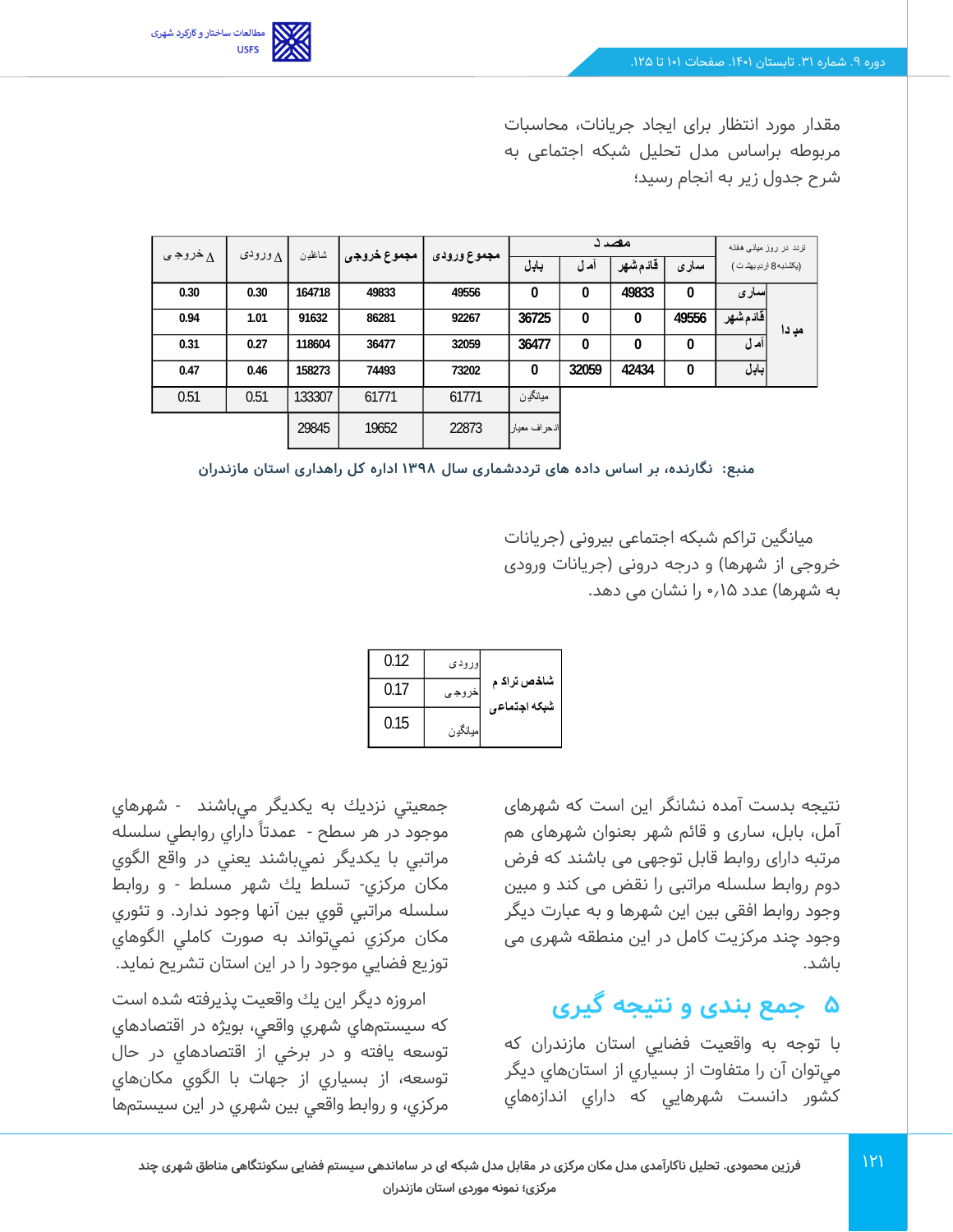مقدار مورد انتظار برای ایجاد جریانات، محاسبات مربوطه براساس مدل تحلیل شبکه اجتماعی به شرح جدول زیر به انجام رسید؛

| تردد در روز میانی هفته (یکشنبه 8 اردیبهشت) | | ساری | قائم شهر | آمل | بابل | مجموع ورودی | مجموع خروجی | شاغلین | Δ ورودی | Δ خروجی |
|---|---|---|---|---|---|---|---|---|---|---|
| | | مقصد | | | | | | | | |
| مبدا | ساری | 0 | 49833 | 0 | 0 | 49556 | 49833 | 164718 | 0.30 | 0.30 |
| | قائم شهر | 49556 | 0 | 0 | 36725 | 92267 | 86281 | 91632 | 1.01 | 0.94 |
| | آمل | 0 | 0 | 0 | 36477 | 32059 | 36477 | 118604 | 0.27 | 0.31 |
| | بابل | 0 | 42434 | 32059 | 0 | 73202 | 74493 | 158273 | 0.46 | 0.47 |
| | | | | | میانگین | 61771 | 61771 | 133307 | 0.51 | 0.51 |
| | | | | | انحراف معیار | 22873 | 19652 | 29845 | | |

منبع: نگارنده، بر اساس داده های ترددشماری سال ۱۳۹۸ اداره کل راهداری استان مازندران

میانگین تراکم شبکه اجتماعی بیرونی (جریانات خروجی از شهرها) و درجه درونی (جریانات ورودی به شهرها) عدد ۰٫۱۵ را نشان می دهد.

| شاخص تراکم شبکه اجتماعی | | |
|---|---|---|
| | ورودی | 0.12 |
| | خروجی | 0.17 |
| | میانگین | 0.15 |

نتیجه بدست آمده نشانگر این است که شهرهای آمل، بابل، ساری و قائم شهر بعنوان شهرهای هم مرتبه دارای روابط قابل توجهی می باشند که فرض دوم روابط سلسله مراتبی را نقض می کند و مبین وجود روابط افقی بین این شهرها و به عبارت دیگر وجود چند مرکزیت کامل در این منطقه شهری می باشد.

## ۵ جمع بندی و نتیجه گیری

با توجه به واقعيت فضايي استان مازندران كه مي‌توان آن را متفاوت از بسياري از استان‌هاي ديگر كشور دانست شهرهايي كه داراي اندازه‌هاي جمعيتي نزديك به يكديگر مي‌باشند - شهرهاي موجود در هر سطح - عمدتاً داراي روابطي سلسله مراتبي با يكديگر نمي‌باشند يعني در واقع الگوي مكان مركزي- تسلط يك شهر مسلط - و روابط سلسله مراتبي قوي بين آنها وجود ندارد. و تئوري مكان مركزي نمي‌تواند به صورت كاملي الگوهاي توزيع فضايي موجود را در اين استان تشريح نمايد.

امروزه ديگر اين يك واقعيت پذيرفته شده است كه سيستم‌هاي شهري واقعي، بويژه در اقتصادهاي توسعه يافته و در برخي از اقتصادهاي در حال توسعه، از بسياري از جهات با الگوي مكان‌هاي مركزي، و روابط واقعي بين شهري در اين سيستم‌ها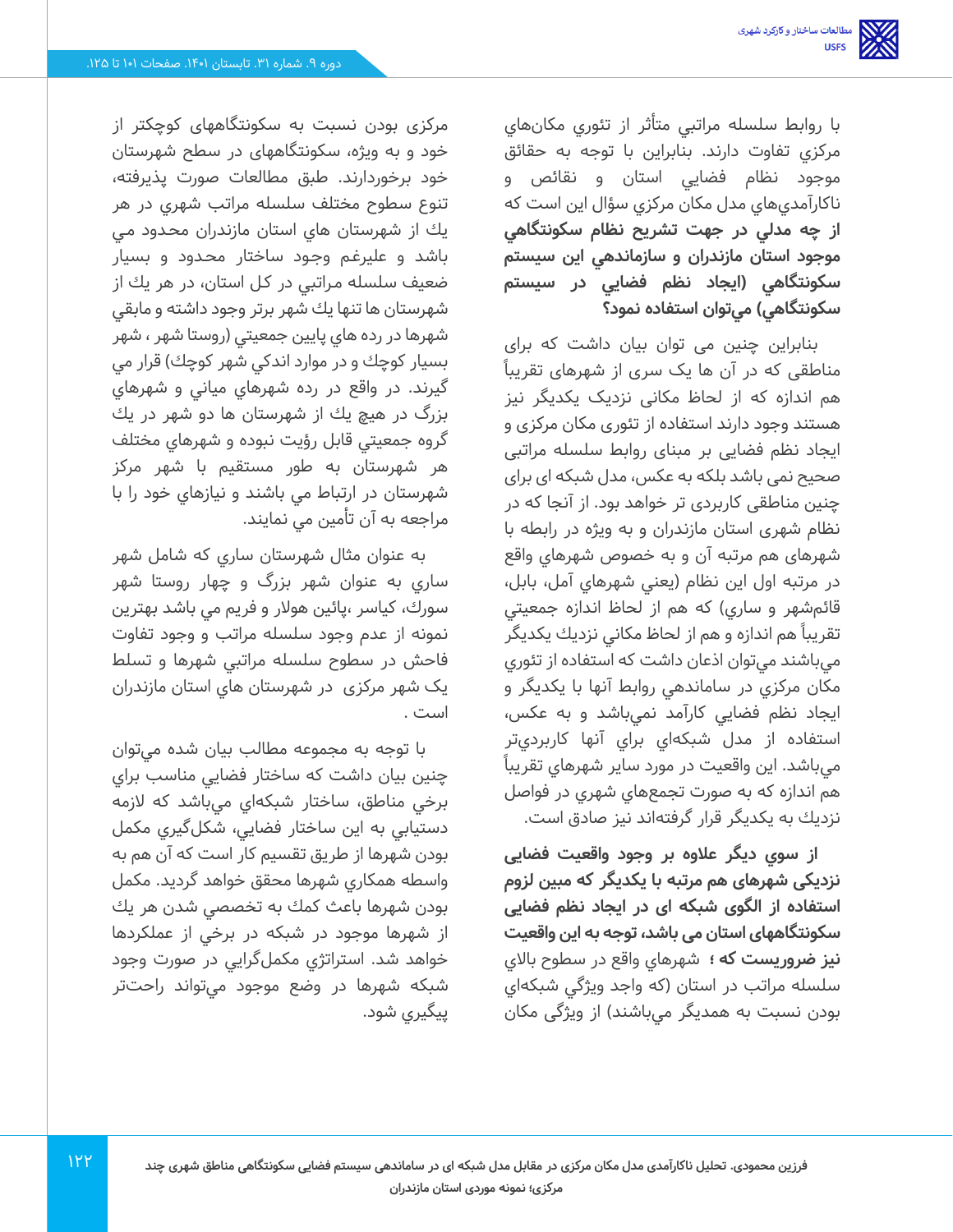با روابط سلسله مراتبي متأثر از تئوري مكان‌هاي مركزي تفاوت دارند. بنابراين با توجه به حقائق موجود نظام فضايي استان و نقائص و ناكارآمدي‌هاي مدل مكان مركزي سؤال اين است كه **از چه مدلي در جهت تشريح نظام سكونتگاهي موجود استان مازندران و سازماندهي اين سيستم سكونتگاهي (ايجاد نظم فضايي در سيستم سكونتگاهي) مي‌توان استفاده نمود؟**

بنابراین چنین می توان بیان داشت که برای مناطقی که در آن ها یک سری از شهرهای تقریباً هم اندازه که از لحاظ مکانی نزدیک یکدیگر نیز هستند وجود دارند استفاده از تئوری مکان مرکزی و ایجاد نظم فضایی بر مبنای روابط سلسله مراتبی صحیح نمی باشد بلکه به عکس، مدل شبکه ای برای چنین مناطقی کاربردی تر خواهد بود. از آنجا که در نظام شهري استان مازندران و به ويژه در رابطه با شهرهای هم مرتبه آن و به خصوص شهرهاي واقع در مرتبه اول اين نظام (يعني شهرهاي آمل، بابل، قائم‌شهر و ساري) كه هم از لحاظ اندازه جمعيتي تقريباً هم اندازه و هم از لحاظ مكاني نزديك يكديگر مي‌باشند مي‌توان اذعان داشت كه استفاده از تئوري مكان مركزي در ساماندهي روابط آنها با يكديگر و ايجاد نظم فضايي كارآمد نمي‌باشد و به عكس، استفاده از مدل شبكه‌اي براي آنها كاربردي‌تر مي‌باشد. اين واقعيت در مورد ساير شهرهاي تقريباً هم اندازه كه به صورت تجمع‌هاي شهري در فواصل نزديك به يكديگر قرار گرفته‌اند نيز صادق است.

**از سوي ديگر علاوه بر وجود واقعيت فضايي نزدیکی شهرهای هم مرتبه با يكديگر كه مبين لزوم استفاده از الگوی شبکه ای در ايجاد نظم فضايي سکونتگاهای استان می باشد، توجه به اين واقعيت نيز ضروريست كه ؛** شهرهاي واقع در سطوح بالاي سلسله مراتب در استان (كه واجد ويژگي شبكه‌اي بودن نسبت به همديگر مي‌باشند) از ويژگي مكان مركزي بودن نسبت به سكونتگاههاي كوچكتر از خود و به ويژه، سكونتگاههای در سطح شهرستان خود برخوردارند. طبق مطالعات صورت پذيرفته، تنوع سطوح مختلف سلسله مراتب شهري در هر يك از شهرستان هاي استان مازندران محدود مي باشد و عليرغم وجود ساختار محدود و بسيار ضعيف سلسله مراتبي در كل استان، در هر يك از شهرستان ها تنها يك شهر برتر وجود داشته و مابقي شهرها در رده هاي پايين جمعيتي (روستا شهر ، شهر بسيار كوچك و در موارد اندكي شهر كوچك) قرار مي گيرند. در واقع در رده شهرهاي مياني و شهرهاي بزرگ در هيچ يك از شهرستان ها دو شهر در يك گروه جمعيتي قابل رؤيت نبوده و شهرهاي مختلف هر شهرستان به طور مستقيم با شهر مركز شهرستان در ارتباط مي باشند و نيازهاي خود را با مراجعه به آن تأمين مي نمايند.

به عنوان مثال شهرستان ساري كه شامل شهر ساري به عنوان شهر بزرگ و چهار روستا شهر سورك، كياسر ،پائين هولار و فريم مي باشد بهترين نمونه از عدم وجود سلسله مراتب و وجود تفاوت فاحش در سطوح سلسله مراتبي شهرها و تسلط یک شهر مرکزی در شهرستان هاي استان مازندران است .

با توجه به مجموعه مطالب بيان شده مي‌توان چنين بيان داشت كه ساختار فضايي مناسب براي برخي مناطق، ساختار شبكه‌اي مي‌باشد كه لازمه دستيابي به اين ساختار فضايي، شكل‌گيري مكمل بودن شهرها از طريق تقسيم كار است كه آن هم به واسطه همكاري شهرها محقق خواهد گرديد. مكمل بودن شهرها باعث كمك به تخصصي شدن هر يك از شهرها موجود در شبكه در برخي از عملكردها خواهد شد. استراتژي مكمل‌گرايي در صورت وجود شبكه شهرها در وضع موجود مي‌تواند راحت‌تر پيگيري شود.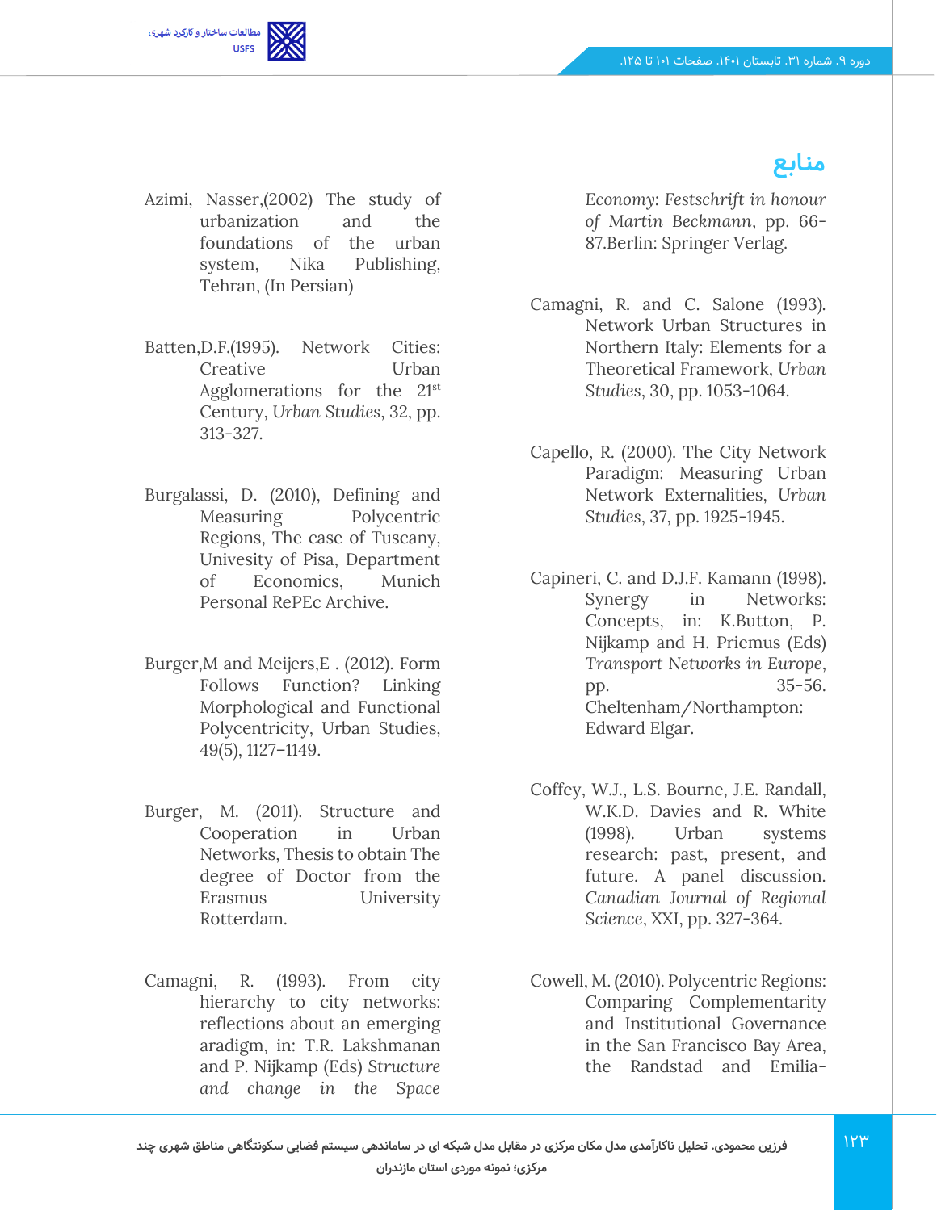## منابع

Economy: *Festschrift in honour of Martin Beckmann*, pp. 66-87.Berlin: Springer Verlag.

Camagni, R. and C. Salone (1993). Network Urban Structures in Northern Italy: Elements for a Theoretical Framework, *Urban Studies*, 30, pp. 1053-1064.

Capello, R. (2000). The City Network Paradigm: Measuring Urban Network Externalities, *Urban Studies*, 37, pp. 1925-1945.

Capineri, C. and D.J.F. Kamann (1998). Synergy in Networks: Concepts, in: K.Button, P. Nijkamp and H. Priemus (Eds) *Transport Networks in Europe*, pp. 35-56. Cheltenham/Northampton: Edward Elgar.

Coffey, W.J., L.S. Bourne, J.E. Randall, W.K.D. Davies and R. White (1998). Urban systems research: past, present, and future. A panel discussion. *Canadian Journal of Regional Science*, XXI, pp. 327-364.

Cowell, M. (2010). Polycentric Regions: Comparing Complementarity and Institutional Governance in the San Francisco Bay Area, the Randstad and Emilia-

Azimi, Nasser,(2002) The study of urbanization and the foundations of the urban system, Nika Publishing, Tehran, (In Persian)

Batten,D.F.(1995). Network Cities: Creative Urban Agglomerations for the 21st Century, *Urban Studies*, 32, pp. 313-327.

Burgalassi, D. (2010), Defining and Measuring Polycentric Regions, The case of Tuscany, Univesity of Pisa, Department of Economics, Munich Personal RePEc Archive.

Burger,M and Meijers,E . (2012). Form Follows Function? Linking Morphological and Functional Polycentricity, Urban Studies, 49(5), 1127–1149.

Burger, M. (2011). Structure and Cooperation in Urban Networks, Thesis to obtain The degree of Doctor from the Erasmus University Rotterdam.

Camagni, R. (1993). From city hierarchy to city networks: reflections about an emerging aradigm, in: T.R. Lakshmanan and P. Nijkamp (Eds) *Structure and change in the Space*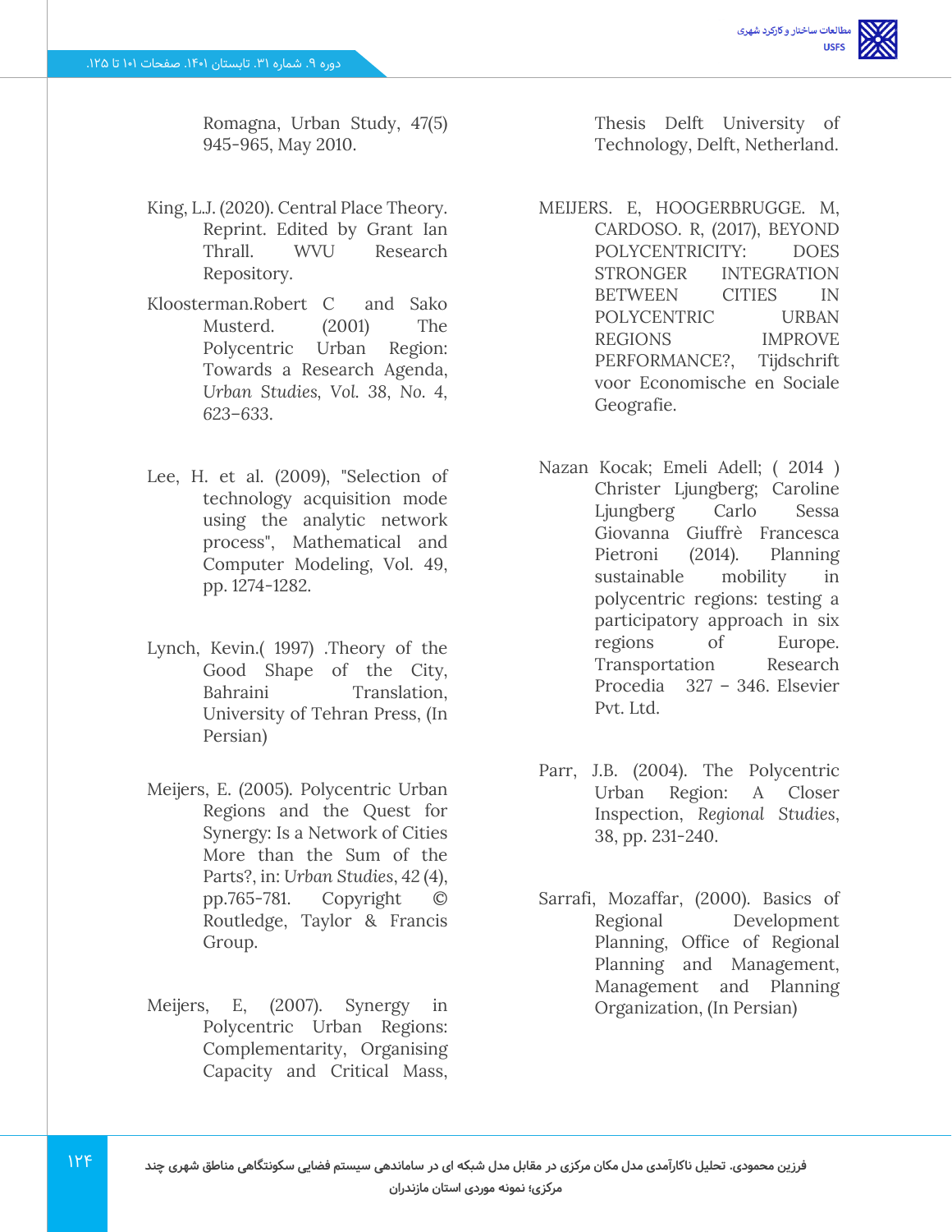Romagna, Urban Study, 47(5) 945-965, May 2010.

King, L.J. (2020). Central Place Theory. Reprint. Edited by Grant Ian Thrall. WVU Research Repository.

Kloosterman.Robert C and Sako Musterd. (2001) The Polycentric Urban Region: Towards a Research Agenda, *Urban Studies*, Vol. 38, No. 4, 623–633.

Lee, H. et al. (2009), "Selection of technology acquisition mode using the analytic network process", Mathematical and Computer Modeling, Vol. 49, pp. 1274-1282.

Lynch, Kevin.( 1997) .Theory of the Good Shape of the City, Bahraini Translation, University of Tehran Press, (In Persian)

Meijers, E. (2005). Polycentric Urban Regions and the Quest for Synergy: Is a Network of Cities More than the Sum of the Parts?, in: *Urban Studies*, 42 (4), pp.765-781. Copyright © Routledge, Taylor & Francis Group.

Meijers, E, (2007). Synergy in Polycentric Urban Regions: Complementarity, Organising Capacity and Critical Mass, Thesis Delft University of Technology, Delft, Netherland.

MEIJERS. E, HOOGERBRUGGE. M, CARDOSO. R, (2017), BEYOND POLYCENTRICITY: DOES STRONGER INTEGRATION BETWEEN CITIES IN POLYCENTRIC URBAN REGIONS IMPROVE PERFORMANCE?, Tijdschrift voor Economische en Sociale Geografie.

Nazan Kocak; Emeli Adell; ( 2014 ) Christer Ljungberg; Caroline Ljungberg Carlo Sessa Giovanna Giuffrè Francesca Pietroni (2014). Planning sustainable mobility in polycentric regions: testing a participatory approach in six regions of Europe. Transportation Research Procedia 327 – 346. Elsevier Pvt. Ltd.

Parr, J.B. (2004). The Polycentric Urban Region: A Closer Inspection, *Regional Studies*, 38, pp. 231-240.

Sarrafi, Mozaffar, (2000). Basics of Regional Development Planning, Office of Regional Planning and Management, Management and Planning Organization, (In Persian)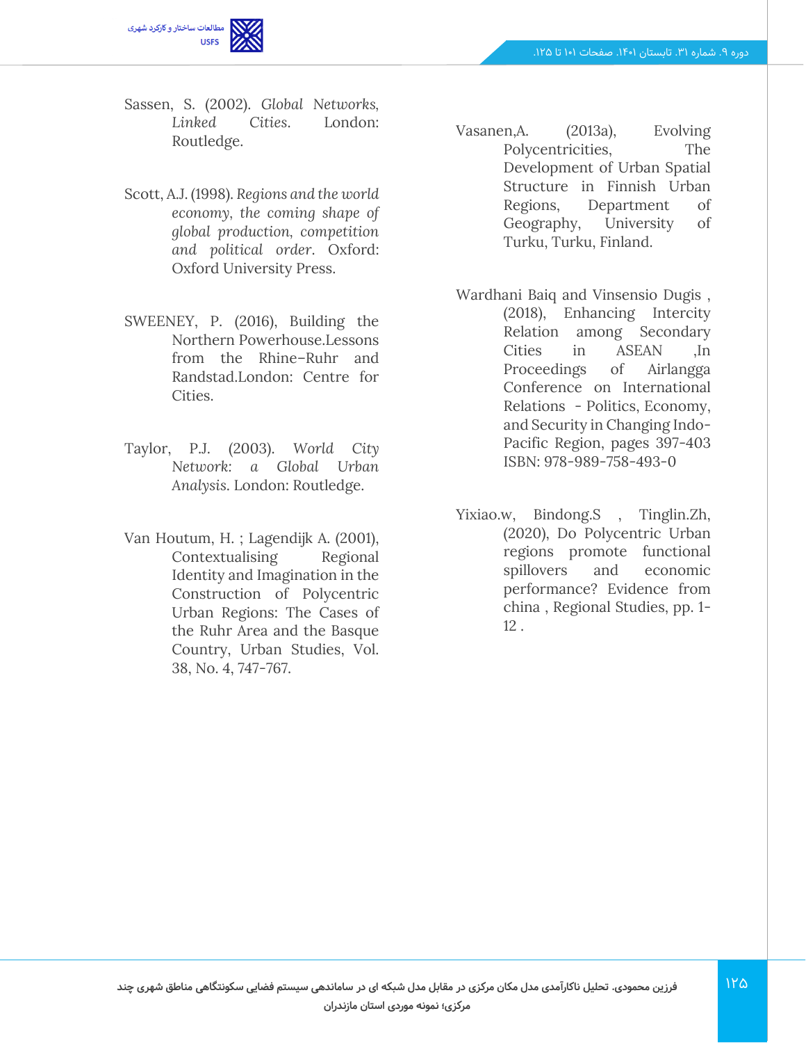Sassen, S. (2002). *Global Networks, Linked Cities*. London: Routledge.

Scott, A.J. (1998). *Regions and the world economy, the coming shape of global production, competition and political order*. Oxford: Oxford University Press.

SWEENEY, P. (2016), Building the Northern Powerhouse.Lessons from the Rhine–Ruhr and Randstad.London: Centre for Cities.

Taylor, P.J. (2003). *World City Network: a Global Urban Analysis*. London: Routledge.

Van Houtum, H. ; Lagendijk A. (2001), Contextualising Regional Identity and Imagination in the Construction of Polycentric Urban Regions: The Cases of the Ruhr Area and the Basque Country, Urban Studies, Vol. 38, No. 4, 747-767.

Vasanen,A. (2013a), Evolving Polycentricities, The Development of Urban Spatial Structure in Finnish Urban Regions, Department of Geography, University of Turku, Turku, Finland.

Wardhani Baiq and Vinsensio Dugis , (2018), Enhancing Intercity Relation among Secondary Cities in ASEAN ,In Proceedings of Airlangga Conference on International Relations - Politics, Economy, and Security in Changing Indo-Pacific Region, pages 397-403 ISBN: 978-989-758-493-0

Yixiao.w, Bindong.S , Tinglin.Zh, (2020), Do Polycentric Urban regions promote functional spillovers and economic performance? Evidence from china , Regional Studies, pp. 1-12 .